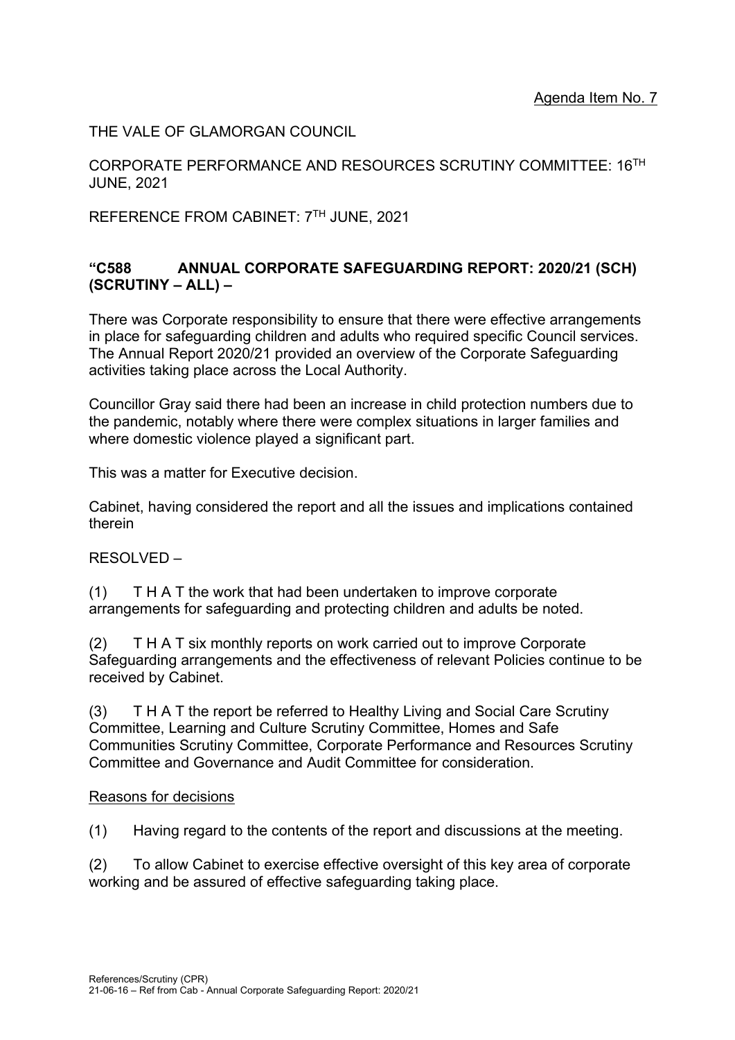Agenda Item No. 7

THE VALE OF GLAMORGAN COUNCIL

CORPORATE PERFORMANCE AND RESOURCES SCRUTINY COMMITTEE: 16TH JUNE, 2021

REFERENCE FROM CABINET: 7TH JUNE, 2021

**"C588 ANNUAL CORPORATE SAFEGUARDING REPORT: 2020/21 (SCH) (SCRUTINY – ALL) –**

There was Corporate responsibility to ensure that there were effective arrangements in place for safeguarding children and adults who required specific Council services. The Annual Report 2020/21 provided an overview of the Corporate Safeguarding activities taking place across the Local Authority.

Councillor Gray said there had been an increase in child protection numbers due to the pandemic, notably where there were complex situations in larger families and where domestic violence played a significant part.

This was a matter for Executive decision.

Cabinet, having considered the report and all the issues and implications contained therein

RESOLVED –

(1) T H A T the work that had been undertaken to improve corporate arrangements for safeguarding and protecting children and adults be noted.

(2) T H A T six monthly reports on work carried out to improve Corporate Safeguarding arrangements and the effectiveness of relevant Policies continue to be received by Cabinet.

(3) T H A T the report be referred to Healthy Living and Social Care Scrutiny Committee, Learning and Culture Scrutiny Committee, Homes and Safe Communities Scrutiny Committee, Corporate Performance and Resources Scrutiny Committee and Governance and Audit Committee for consideration.

Reasons for decisions

(1) Having regard to the contents of the report and discussions at the meeting.

(2) To allow Cabinet to exercise effective oversight of this key area of corporate working and be assured of effective safeguarding taking place.

References/Scrutiny (CPR)
21-06-16 – Ref from Cab - Annual Corporate Safeguarding Report: 2020/21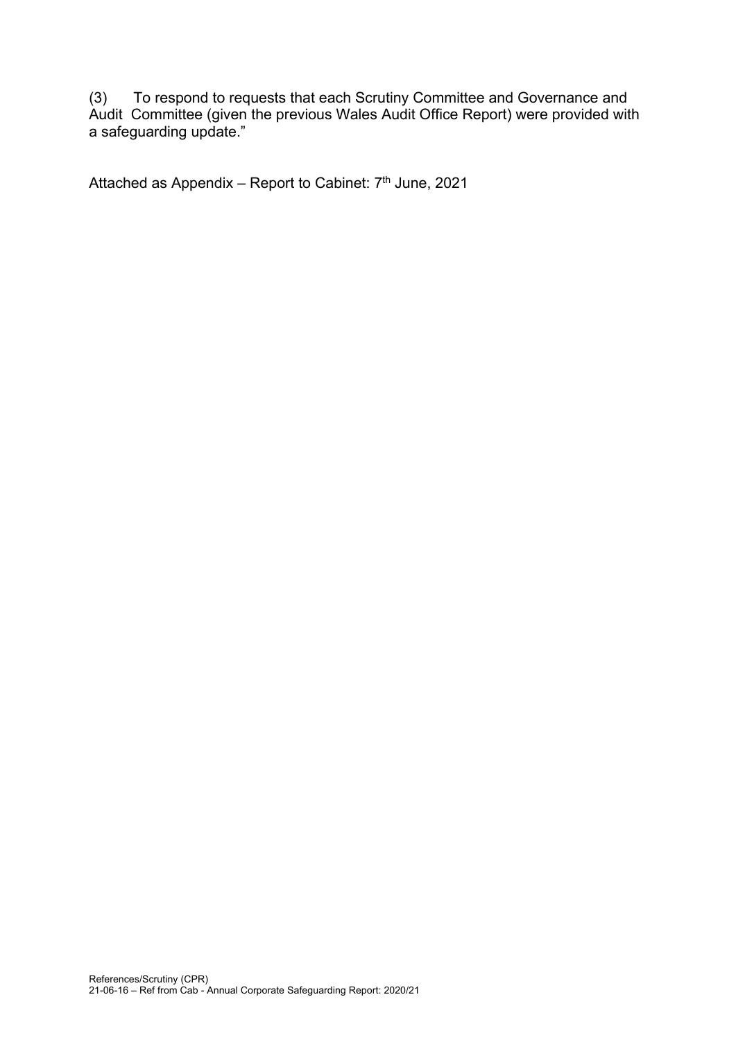(3) To respond to requests that each Scrutiny Committee and Governance and Audit Committee (given the previous Wales Audit Office Report) were provided with a safeguarding update."

Attached as Appendix – Report to Cabinet: 7th June, 2021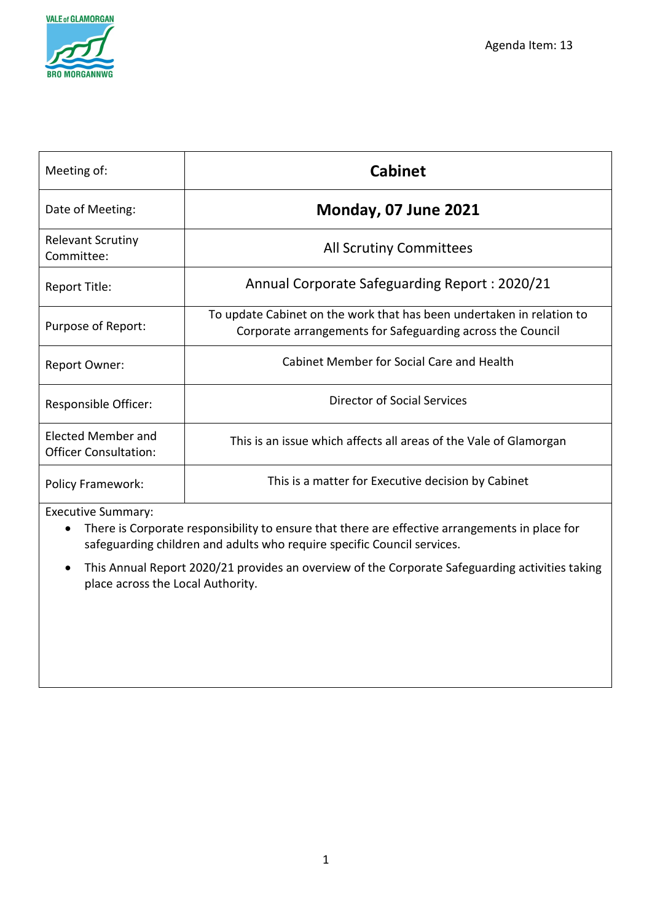Agenda Item: 13

| Meeting of: | **Cabinet** |
|---|---|
| Date of Meeting: | **Monday, 07 June 2021** |
| Relevant Scrutiny Committee: | All Scrutiny Committees |
| Report Title: | Annual Corporate Safeguarding Report : 2020/21 |
| Purpose of Report: | To update Cabinet on the work that has been undertaken in relation to Corporate arrangements for Safeguarding across the Council |
| Report Owner: | Cabinet Member for Social Care and Health |
| Responsible Officer: | Director of Social Services |
| Elected Member and Officer Consultation: | This is an issue which affects all areas of the Vale of Glamorgan |
| Policy Framework: | This is a matter for Executive decision by Cabinet |

Executive Summary:

- There is Corporate responsibility to ensure that there are effective arrangements in place for safeguarding children and adults who require specific Council services.
- This Annual Report 2020/21 provides an overview of the Corporate Safeguarding activities taking place across the Local Authority.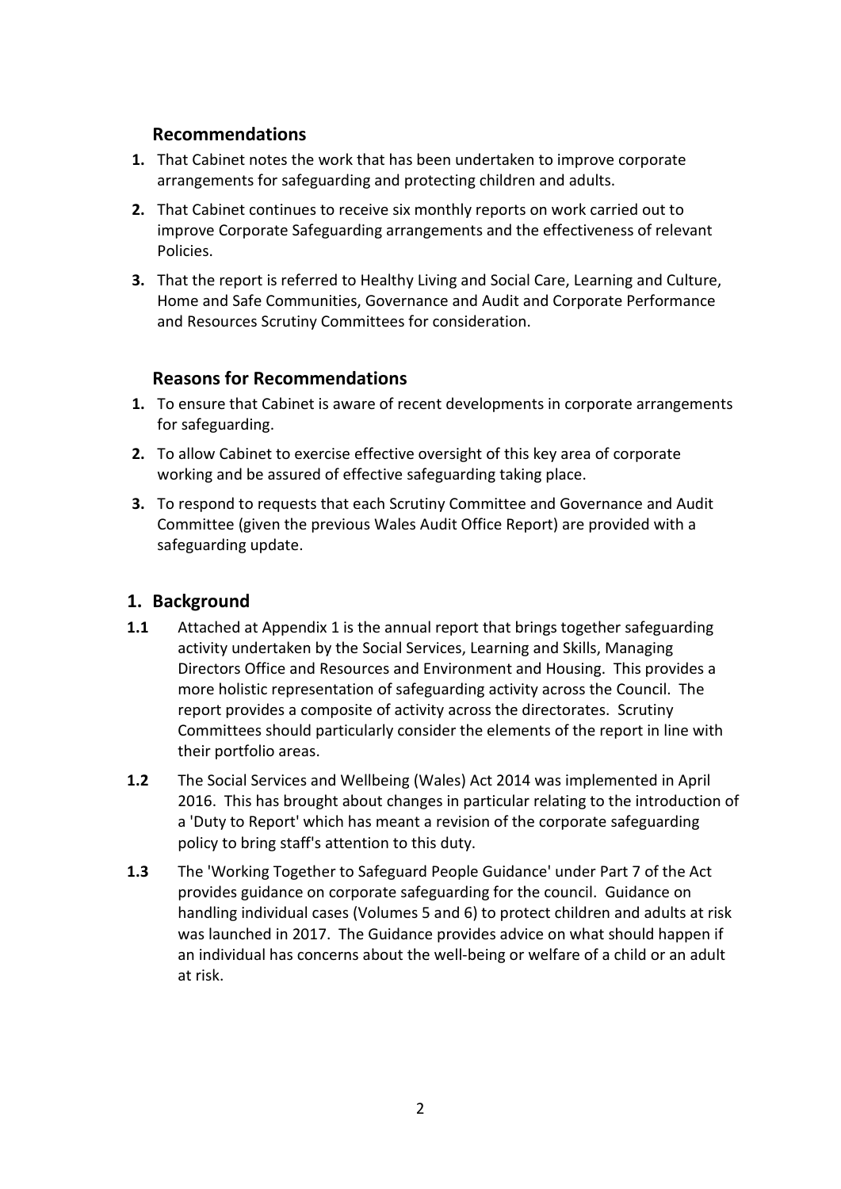## Recommendations

1. That Cabinet notes the work that has been undertaken to improve corporate arrangements for safeguarding and protecting children and adults.
2. That Cabinet continues to receive six monthly reports on work carried out to improve Corporate Safeguarding arrangements and the effectiveness of relevant Policies.
3. That the report is referred to Healthy Living and Social Care, Learning and Culture, Home and Safe Communities, Governance and Audit and Corporate Performance and Resources Scrutiny Committees for consideration.

## Reasons for Recommendations

1. To ensure that Cabinet is aware of recent developments in corporate arrangements for safeguarding.
2. To allow Cabinet to exercise effective oversight of this key area of corporate working and be assured of effective safeguarding taking place.
3. To respond to requests that each Scrutiny Committee and Governance and Audit Committee (given the previous Wales Audit Office Report) are provided with a safeguarding update.

## 1. Background

**1.1** Attached at Appendix 1 is the annual report that brings together safeguarding activity undertaken by the Social Services, Learning and Skills, Managing Directors Office and Resources and Environment and Housing. This provides a more holistic representation of safeguarding activity across the Council. The report provides a composite of activity across the directorates. Scrutiny Committees should particularly consider the elements of the report in line with their portfolio areas.

**1.2** The Social Services and Wellbeing (Wales) Act 2014 was implemented in April 2016. This has brought about changes in particular relating to the introduction of a 'Duty to Report' which has meant a revision of the corporate safeguarding policy to bring staff's attention to this duty.

**1.3** The 'Working Together to Safeguard People Guidance' under Part 7 of the Act provides guidance on corporate safeguarding for the council. Guidance on handling individual cases (Volumes 5 and 6) to protect children and adults at risk was launched in 2017. The Guidance provides advice on what should happen if an individual has concerns about the well-being or welfare of a child or an adult at risk.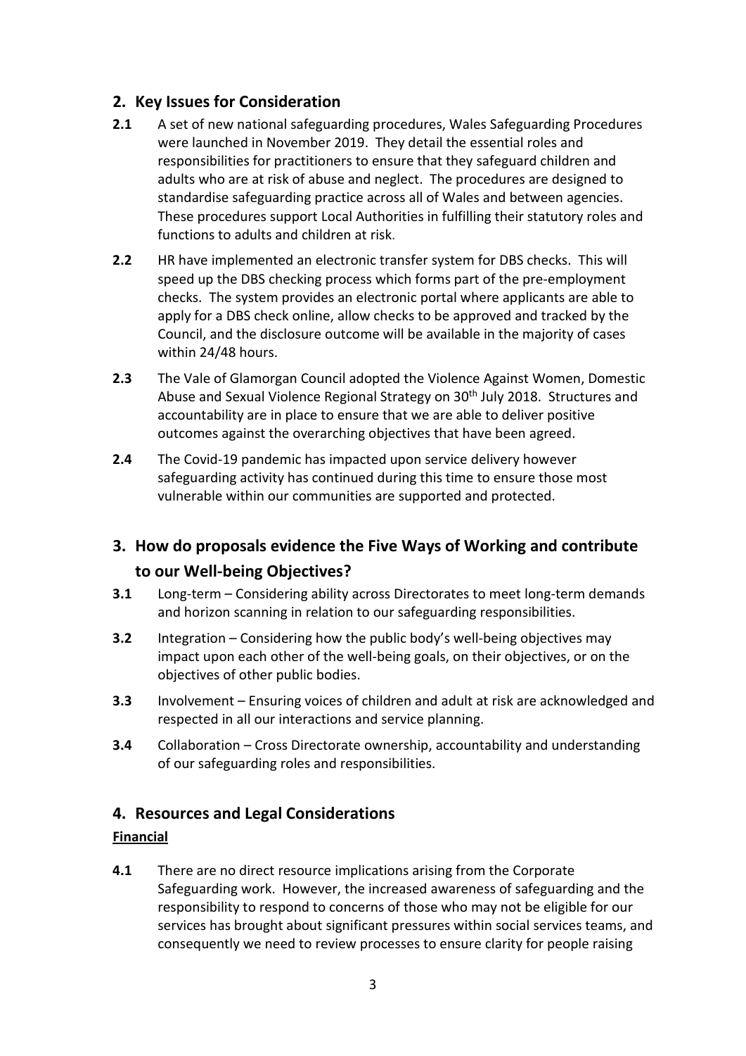## 2. Key Issues for Consideration

**2.1** A set of new national safeguarding procedures, Wales Safeguarding Procedures were launched in November 2019. They detail the essential roles and responsibilities for practitioners to ensure that they safeguard children and adults who are at risk of abuse and neglect. The procedures are designed to standardise safeguarding practice across all of Wales and between agencies. These procedures support Local Authorities in fulfilling their statutory roles and functions to adults and children at risk.

**2.2** HR have implemented an electronic transfer system for DBS checks. This will speed up the DBS checking process which forms part of the pre-employment checks. The system provides an electronic portal where applicants are able to apply for a DBS check online, allow checks to be approved and tracked by the Council, and the disclosure outcome will be available in the majority of cases within 24/48 hours.

**2.3** The Vale of Glamorgan Council adopted the Violence Against Women, Domestic Abuse and Sexual Violence Regional Strategy on 30th July 2018. Structures and accountability are in place to ensure that we are able to deliver positive outcomes against the overarching objectives that have been agreed.

**2.4** The Covid-19 pandemic has impacted upon service delivery however safeguarding activity has continued during this time to ensure those most vulnerable within our communities are supported and protected.

## 3. How do proposals evidence the Five Ways of Working and contribute to our Well-being Objectives?

**3.1** Long-term – Considering ability across Directorates to meet long-term demands and horizon scanning in relation to our safeguarding responsibilities.

**3.2** Integration – Considering how the public body's well-being objectives may impact upon each other of the well-being goals, on their objectives, or on the objectives of other public bodies.

**3.3** Involvement – Ensuring voices of children and adult at risk are acknowledged and respected in all our interactions and service planning.

**3.4** Collaboration – Cross Directorate ownership, accountability and understanding of our safeguarding roles and responsibilities.

## 4. Resources and Legal Considerations

**Financial**

**4.1** There are no direct resource implications arising from the Corporate Safeguarding work. However, the increased awareness of safeguarding and the responsibility to respond to concerns of those who may not be eligible for our services has brought about significant pressures within social services teams, and consequently we need to review processes to ensure clarity for people raising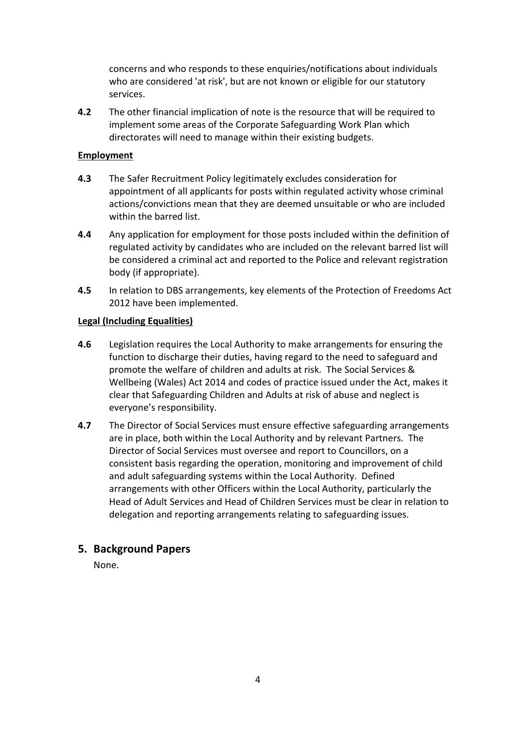concerns and who responds to these enquiries/notifications about individuals who are considered 'at risk', but are not known or eligible for our statutory services.

**4.2** The other financial implication of note is the resource that will be required to implement some areas of the Corporate Safeguarding Work Plan which directorates will need to manage within their existing budgets.

**Employment**

**4.3** The Safer Recruitment Policy legitimately excludes consideration for appointment of all applicants for posts within regulated activity whose criminal actions/convictions mean that they are deemed unsuitable or who are included within the barred list.

**4.4** Any application for employment for those posts included within the definition of regulated activity by candidates who are included on the relevant barred list will be considered a criminal act and reported to the Police and relevant registration body (if appropriate).

**4.5** In relation to DBS arrangements, key elements of the Protection of Freedoms Act 2012 have been implemented.

**Legal (Including Equalities)**

**4.6** Legislation requires the Local Authority to make arrangements for ensuring the function to discharge their duties, having regard to the need to safeguard and promote the welfare of children and adults at risk. The Social Services & Wellbeing (Wales) Act 2014 and codes of practice issued under the Act, makes it clear that Safeguarding Children and Adults at risk of abuse and neglect is everyone's responsibility.

**4.7** The Director of Social Services must ensure effective safeguarding arrangements are in place, both within the Local Authority and by relevant Partners. The Director of Social Services must oversee and report to Councillors, on a consistent basis regarding the operation, monitoring and improvement of child and adult safeguarding systems within the Local Authority. Defined arrangements with other Officers within the Local Authority, particularly the Head of Adult Services and Head of Children Services must be clear in relation to delegation and reporting arrangements relating to safeguarding issues.

## 5. Background Papers

None.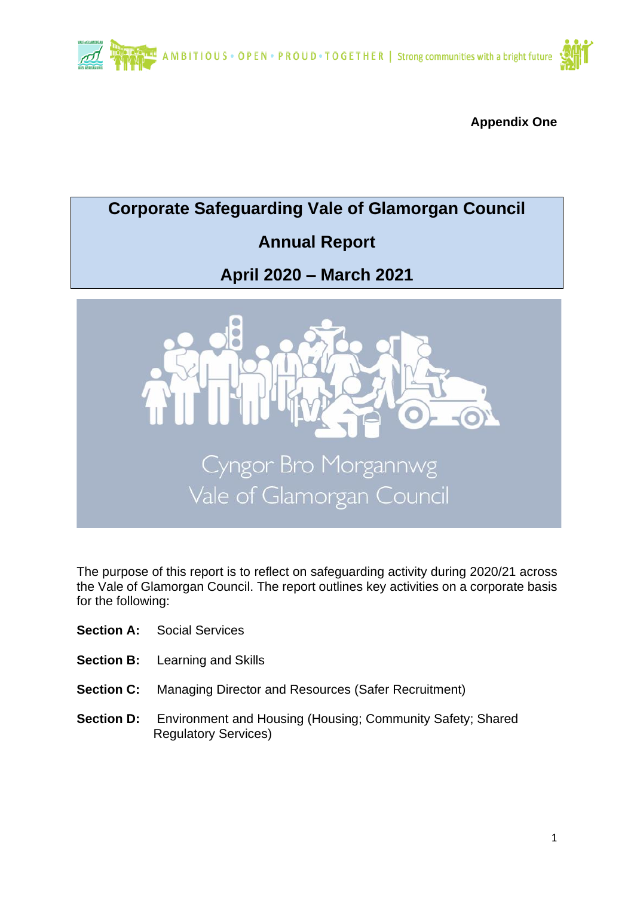**Appendix One**

# Corporate Safeguarding Vale of Glamorgan Council

## Annual Report

## April 2020 – March 2021

The purpose of this report is to reflect on safeguarding activity during 2020/21 across the Vale of Glamorgan Council. The report outlines key activities on a corporate basis for the following:

**Section A:** Social Services

**Section B:** Learning and Skills

**Section C:** Managing Director and Resources (Safer Recruitment)

**Section D:** Environment and Housing (Housing; Community Safety; Shared Regulatory Services)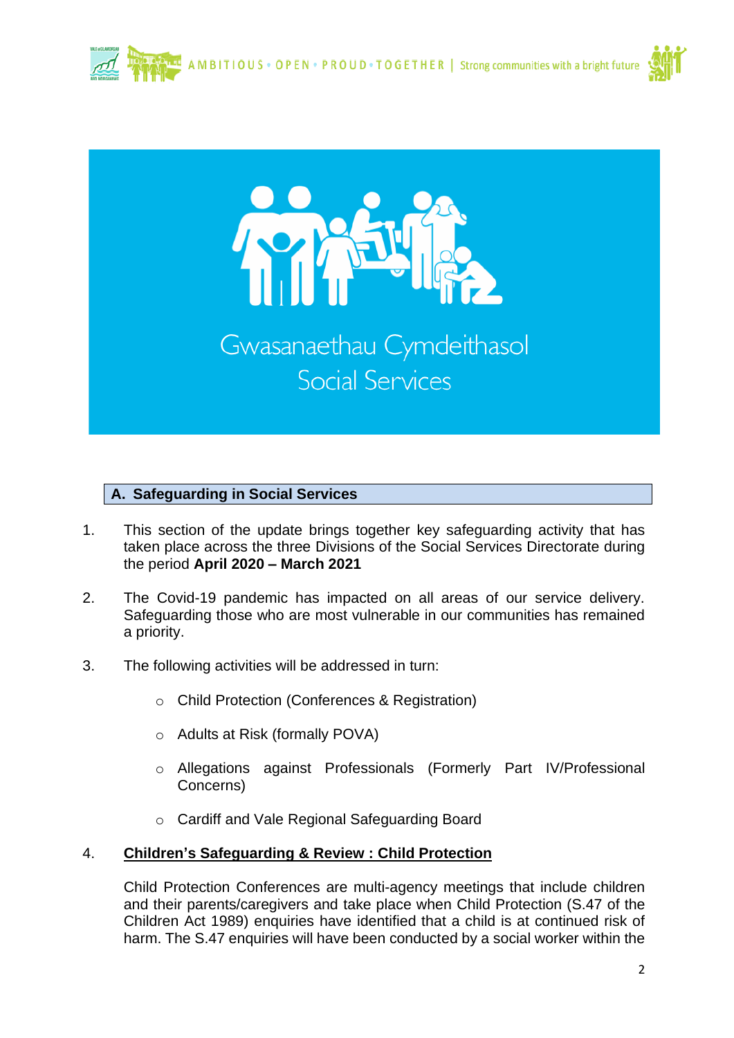Gwasanaethau Cymdeithasol
Social Services

## A. Safeguarding in Social Services

1. This section of the update brings together key safeguarding activity that has taken place across the three Divisions of the Social Services Directorate during the period **April 2020 – March 2021**

2. The Covid-19 pandemic has impacted on all areas of our service delivery. Safeguarding those who are most vulnerable in our communities has remained a priority.

3. The following activities will be addressed in turn:

   - Child Protection (Conferences & Registration)
   - Adults at Risk (formally POVA)
   - Allegations against Professionals (Formerly Part IV/Professional Concerns)
   - Cardiff and Vale Regional Safeguarding Board

4. **<u>Children's Safeguarding & Review : Child Protection</u>**

   Child Protection Conferences are multi-agency meetings that include children and their parents/caregivers and take place when Child Protection (S.47 of the Children Act 1989) enquiries have identified that a child is at continued risk of harm. The S.47 enquiries will have been conducted by a social worker within the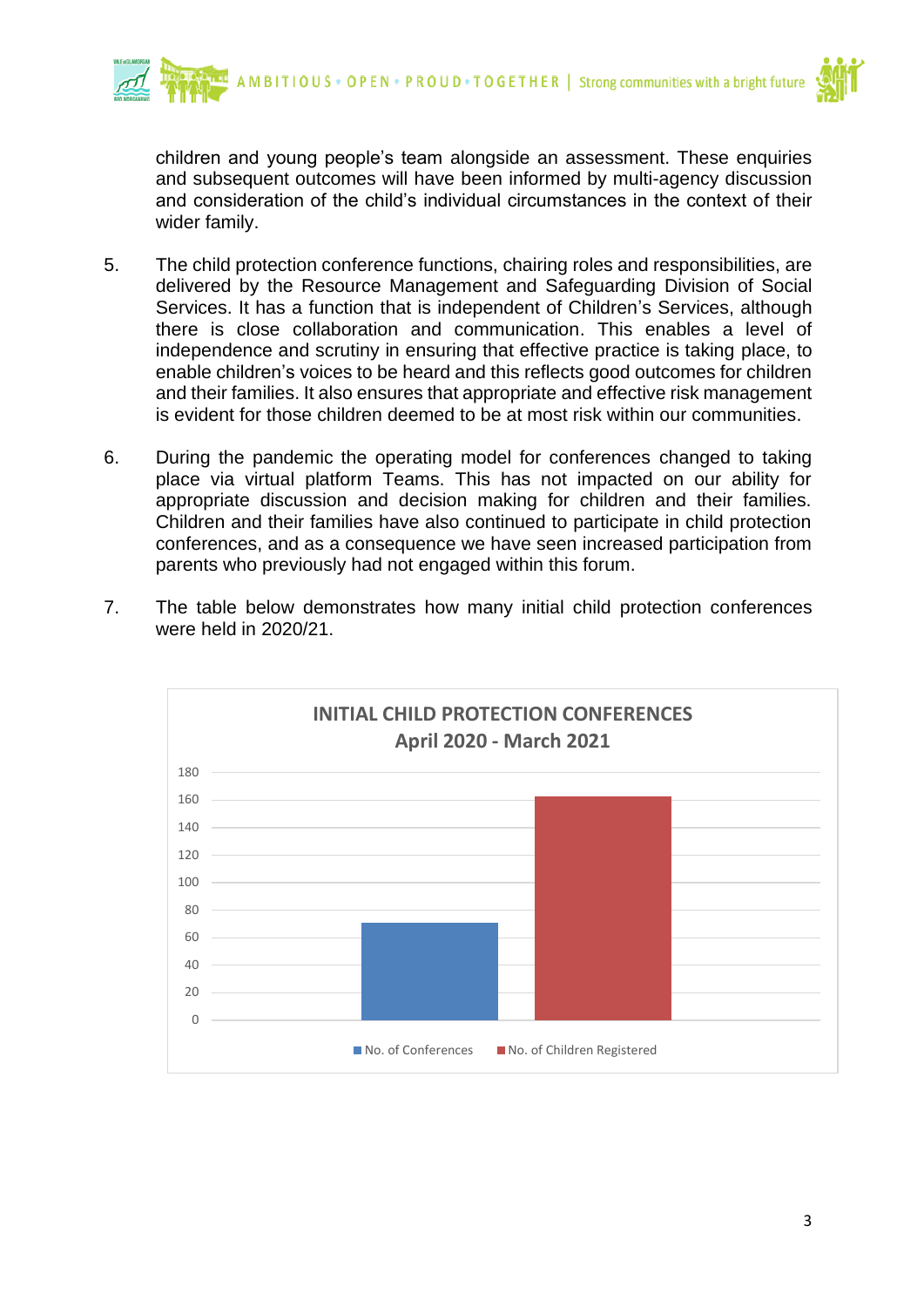children and young people's team alongside an assessment. These enquiries and subsequent outcomes will have been informed by multi-agency discussion and consideration of the child's individual circumstances in the context of their wider family.

5. The child protection conference functions, chairing roles and responsibilities, are delivered by the Resource Management and Safeguarding Division of Social Services. It has a function that is independent of Children's Services, although there is close collaboration and communication. This enables a level of independence and scrutiny in ensuring that effective practice is taking place, to enable children's voices to be heard and this reflects good outcomes for children and their families. It also ensures that appropriate and effective risk management is evident for those children deemed to be at most risk within our communities.

6. During the pandemic the operating model for conferences changed to taking place via virtual platform Teams. This has not impacted on our ability for appropriate discussion and decision making for children and their families. Children and their families have also continued to participate in child protection conferences, and as a consequence we have seen increased participation from parents who previously had not engaged within this forum.

7. The table below demonstrates how many initial child protection conferences were held in 2020/21.

**INITIAL CHILD PROTECTION CONFERENCES**
**April 2020 - March 2021**

| | No. of Conferences | No. of Children Registered |
|---|---|---|
| April 2020 - March 2021 | ~71 | ~162 |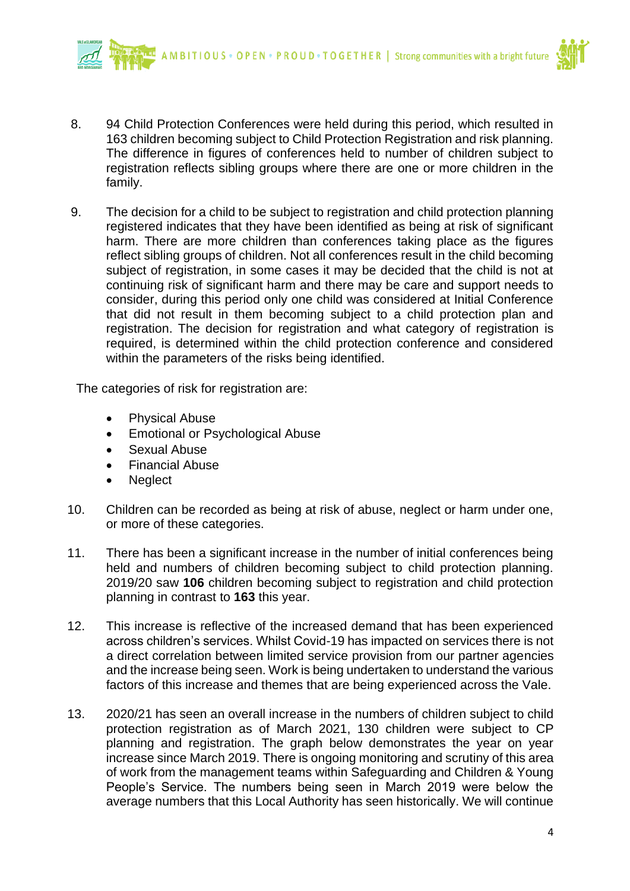8. 94 Child Protection Conferences were held during this period, which resulted in 163 children becoming subject to Child Protection Registration and risk planning. The difference in figures of conferences held to number of children subject to registration reflects sibling groups where there are one or more children in the family.

9. The decision for a child to be subject to registration and child protection planning registered indicates that they have been identified as being at risk of significant harm. There are more children than conferences taking place as the figures reflect sibling groups of children. Not all conferences result in the child becoming subject of registration, in some cases it may be decided that the child is not at continuing risk of significant harm and there may be care and support needs to consider, during this period only one child was considered at Initial Conference that did not result in them becoming subject to a child protection plan and registration. The decision for registration and what category of registration is required, is determined within the child protection conference and considered within the parameters of the risks being identified.

The categories of risk for registration are:

- Physical Abuse
- Emotional or Psychological Abuse
- Sexual Abuse
- Financial Abuse
- Neglect

10. Children can be recorded as being at risk of abuse, neglect or harm under one, or more of these categories.

11. There has been a significant increase in the number of initial conferences being held and numbers of children becoming subject to child protection planning. 2019/20 saw **106** children becoming subject to registration and child protection planning in contrast to **163** this year.

12. This increase is reflective of the increased demand that has been experienced across children's services. Whilst Covid-19 has impacted on services there is not a direct correlation between limited service provision from our partner agencies and the increase being seen. Work is being undertaken to understand the various factors of this increase and themes that are being experienced across the Vale.

13. 2020/21 has seen an overall increase in the numbers of children subject to child protection registration as of March 2021, 130 children were subject to CP planning and registration. The graph below demonstrates the year on year increase since March 2019. There is ongoing monitoring and scrutiny of this area of work from the management teams within Safeguarding and Children & Young People's Service. The numbers being seen in March 2019 were below the average numbers that this Local Authority has seen historically. We will continue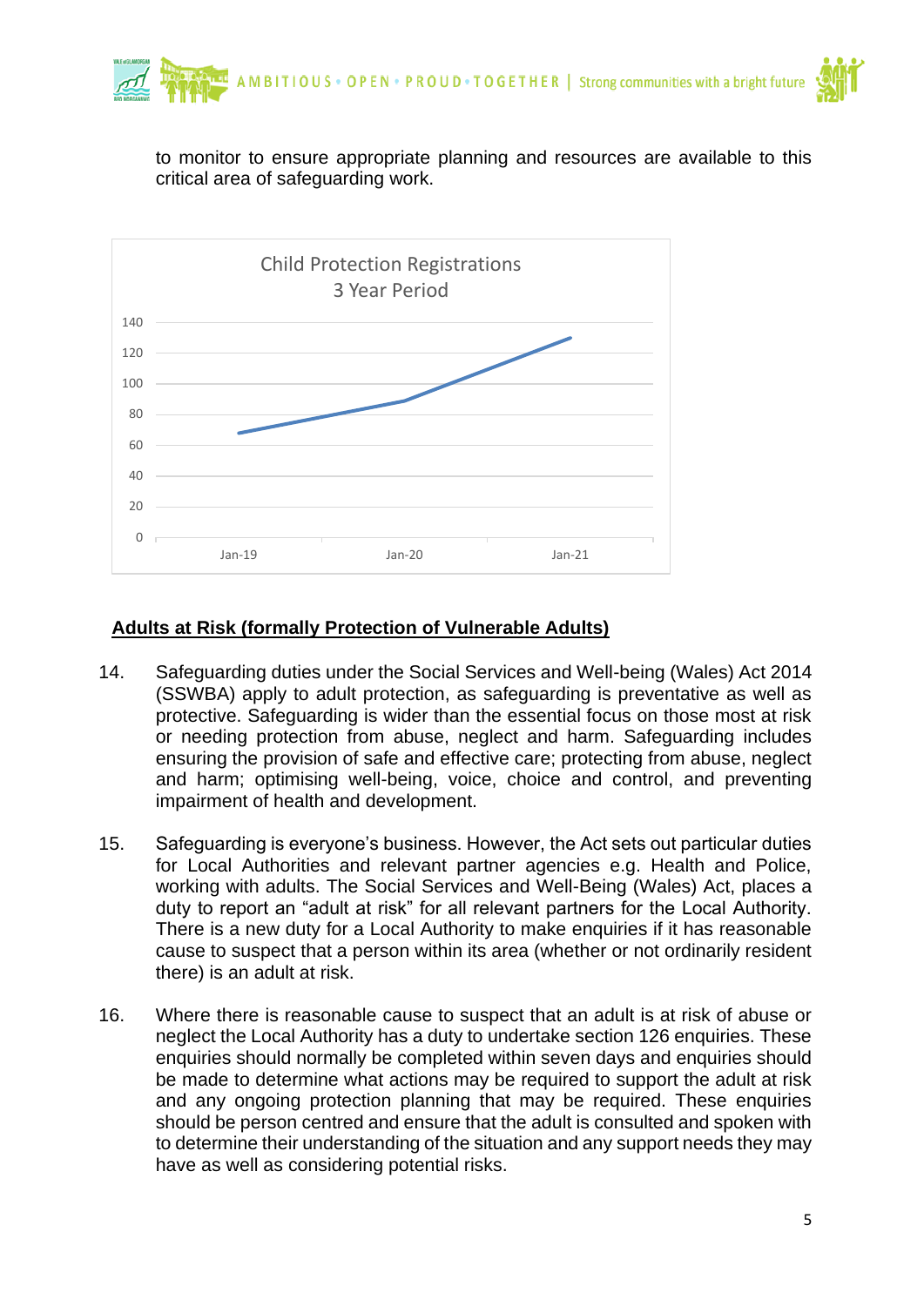to monitor to ensure appropriate planning and resources are available to this critical area of safeguarding work.

## Adults at Risk (formally Protection of Vulnerable Adults)

14. Safeguarding duties under the Social Services and Well-being (Wales) Act 2014 (SSWBA) apply to adult protection, as safeguarding is preventative as well as protective. Safeguarding is wider than the essential focus on those most at risk or needing protection from abuse, neglect and harm. Safeguarding includes ensuring the provision of safe and effective care; protecting from abuse, neglect and harm; optimising well-being, voice, choice and control, and preventing impairment of health and development.

15. Safeguarding is everyone's business. However, the Act sets out particular duties for Local Authorities and relevant partner agencies e.g. Health and Police, working with adults. The Social Services and Well-Being (Wales) Act, places a duty to report an "adult at risk" for all relevant partners for the Local Authority. There is a new duty for a Local Authority to make enquiries if it has reasonable cause to suspect that a person within its area (whether or not ordinarily resident there) is an adult at risk.

16. Where there is reasonable cause to suspect that an adult is at risk of abuse or neglect the Local Authority has a duty to undertake section 126 enquiries. These enquiries should normally be completed within seven days and enquiries should be made to determine what actions may be required to support the adult at risk and any ongoing protection planning that may be required. These enquiries should be person centred and ensure that the adult is consulted and spoken with to determine their understanding of the situation and any support needs they may have as well as considering potential risks.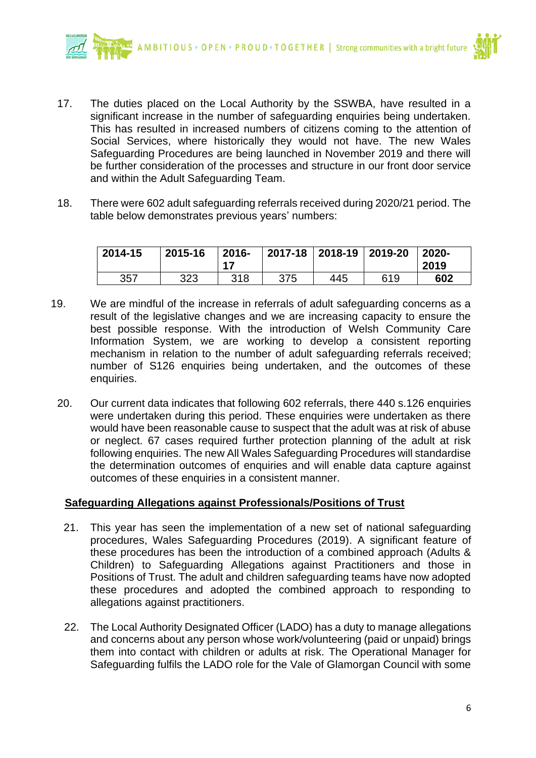17. The duties placed on the Local Authority by the SSWBA, have resulted in a significant increase in the number of safeguarding enquiries being undertaken. This has resulted in increased numbers of citizens coming to the attention of Social Services, where historically they would not have. The new Wales Safeguarding Procedures are being launched in November 2019 and there will be further consideration of the processes and structure in our front door service and within the Adult Safeguarding Team.

18. There were 602 adult safeguarding referrals received during 2020/21 period. The table below demonstrates previous years' numbers:

| 2014-15 | 2015-16 | 2016-17 | 2017-18 | 2018-19 | 2019-20 | 2020-2019 |
|---|---|---|---|---|---|---|
| 357 | 323 | 318 | 375 | 445 | 619 | **602** |

19. We are mindful of the increase in referrals of adult safeguarding concerns as a result of the legislative changes and we are increasing capacity to ensure the best possible response. With the introduction of Welsh Community Care Information System, we are working to develop a consistent reporting mechanism in relation to the number of adult safeguarding referrals received; number of S126 enquiries being undertaken, and the outcomes of these enquiries.

20. Our current data indicates that following 602 referrals, there 440 s.126 enquiries were undertaken during this period. These enquiries were undertaken as there would have been reasonable cause to suspect that the adult was at risk of abuse or neglect. 67 cases required further protection planning of the adult at risk following enquiries. The new All Wales Safeguarding Procedures will standardise the determination outcomes of enquiries and will enable data capture against outcomes of these enquiries in a consistent manner.

**Safeguarding Allegations against Professionals/Positions of Trust**

21. This year has seen the implementation of a new set of national safeguarding procedures, Wales Safeguarding Procedures (2019). A significant feature of these procedures has been the introduction of a combined approach (Adults & Children) to Safeguarding Allegations against Practitioners and those in Positions of Trust. The adult and children safeguarding teams have now adopted these procedures and adopted the combined approach to responding to allegations against practitioners.

22. The Local Authority Designated Officer (LADO) has a duty to manage allegations and concerns about any person whose work/volunteering (paid or unpaid) brings them into contact with children or adults at risk. The Operational Manager for Safeguarding fulfils the LADO role for the Vale of Glamorgan Council with some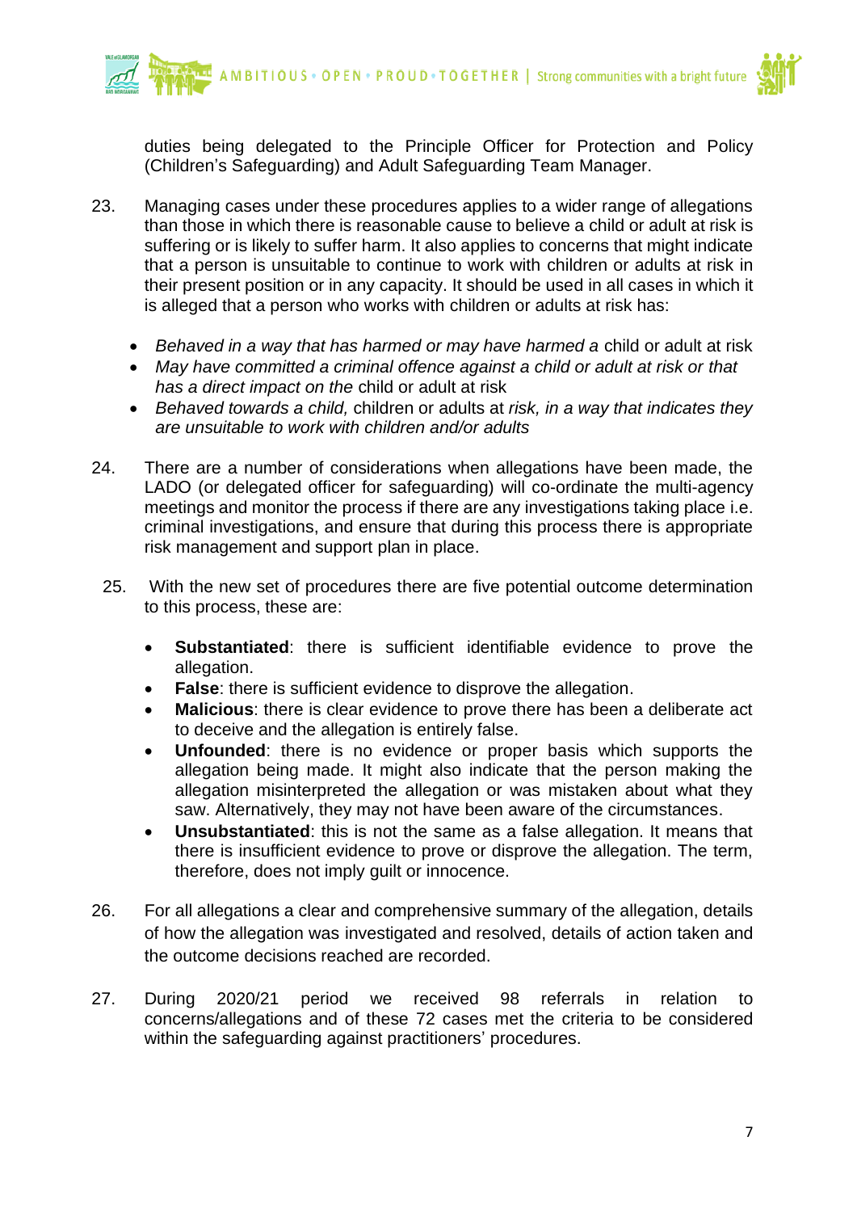duties being delegated to the Principle Officer for Protection and Policy (Children's Safeguarding) and Adult Safeguarding Team Manager.

23. Managing cases under these procedures applies to a wider range of allegations than those in which there is reasonable cause to believe a child or adult at risk is suffering or is likely to suffer harm. It also applies to concerns that might indicate that a person is unsuitable to continue to work with children or adults at risk in their present position or in any capacity. It should be used in all cases in which it is alleged that a person who works with children or adults at risk has:

    - *Behaved in a way that has harmed or may have harmed a* child or adult at risk
    - *May have committed a criminal offence against a child or adult at risk or that has a direct impact on the* child or adult at risk
    - *Behaved towards a child,* children or adults at *risk, in a way that indicates they are unsuitable to work with children and/or adults*

24. There are a number of considerations when allegations have been made, the LADO (or delegated officer for safeguarding) will co-ordinate the multi-agency meetings and monitor the process if there are any investigations taking place i.e. criminal investigations, and ensure that during this process there is appropriate risk management and support plan in place.

25. With the new set of procedures there are five potential outcome determination to this process, these are:

    - **Substantiated**: there is sufficient identifiable evidence to prove the allegation.
    - **False**: there is sufficient evidence to disprove the allegation.
    - **Malicious**: there is clear evidence to prove there has been a deliberate act to deceive and the allegation is entirely false.
    - **Unfounded**: there is no evidence or proper basis which supports the allegation being made. It might also indicate that the person making the allegation misinterpreted the allegation or was mistaken about what they saw. Alternatively, they may not have been aware of the circumstances.
    - **Unsubstantiated**: this is not the same as a false allegation. It means that there is insufficient evidence to prove or disprove the allegation. The term, therefore, does not imply guilt or innocence.

26. For all allegations a clear and comprehensive summary of the allegation, details of how the allegation was investigated and resolved, details of action taken and the outcome decisions reached are recorded.

27. During 2020/21 period we received 98 referrals in relation to concerns/allegations and of these 72 cases met the criteria to be considered within the safeguarding against practitioners' procedures.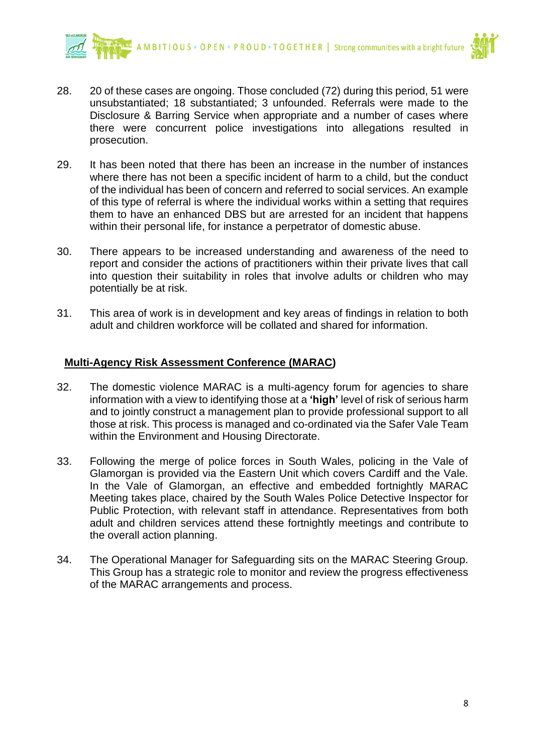28. 20 of these cases are ongoing. Those concluded (72) during this period, 51 were unsubstantiated; 18 substantiated; 3 unfounded. Referrals were made to the Disclosure & Barring Service when appropriate and a number of cases where there were concurrent police investigations into allegations resulted in prosecution.

29. It has been noted that there has been an increase in the number of instances where there has not been a specific incident of harm to a child, but the conduct of the individual has been of concern and referred to social services. An example of this type of referral is where the individual works within a setting that requires them to have an enhanced DBS but are arrested for an incident that happens within their personal life, for instance a perpetrator of domestic abuse.

30. There appears to be increased understanding and awareness of the need to report and consider the actions of practitioners within their private lives that call into question their suitability in roles that involve adults or children who may potentially be at risk.

31. This area of work is in development and key areas of findings in relation to both adult and children workforce will be collated and shared for information.

## Multi-Agency Risk Assessment Conference (MARAC)

32. The domestic violence MARAC is a multi-agency forum for agencies to share information with a view to identifying those at a **'high'** level of risk of serious harm and to jointly construct a management plan to provide professional support to all those at risk. This process is managed and co-ordinated via the Safer Vale Team within the Environment and Housing Directorate.

33. Following the merge of police forces in South Wales, policing in the Vale of Glamorgan is provided via the Eastern Unit which covers Cardiff and the Vale. In the Vale of Glamorgan, an effective and embedded fortnightly MARAC Meeting takes place, chaired by the South Wales Police Detective Inspector for Public Protection, with relevant staff in attendance. Representatives from both adult and children services attend these fortnightly meetings and contribute to the overall action planning.

34. The Operational Manager for Safeguarding sits on the MARAC Steering Group. This Group has a strategic role to monitor and review the progress effectiveness of the MARAC arrangements and process.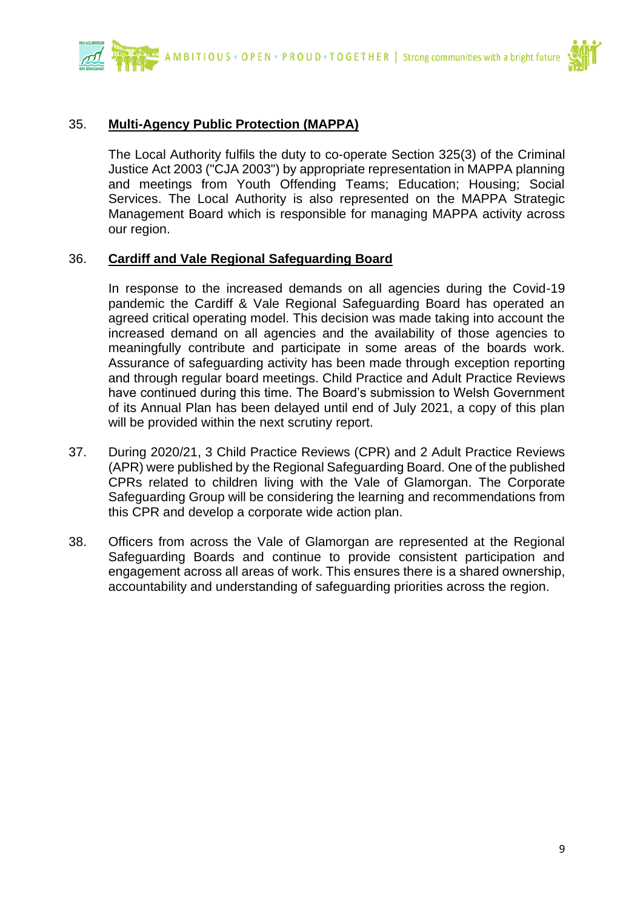35. **Multi-Agency Public Protection (MAPPA)**

The Local Authority fulfils the duty to co-operate Section 325(3) of the Criminal Justice Act 2003 ("CJA 2003") by appropriate representation in MAPPA planning and meetings from Youth Offending Teams; Education; Housing; Social Services. The Local Authority is also represented on the MAPPA Strategic Management Board which is responsible for managing MAPPA activity across our region.

36. **Cardiff and Vale Regional Safeguarding Board**

In response to the increased demands on all agencies during the Covid-19 pandemic the Cardiff & Vale Regional Safeguarding Board has operated an agreed critical operating model. This decision was made taking into account the increased demand on all agencies and the availability of those agencies to meaningfully contribute and participate in some areas of the boards work. Assurance of safeguarding activity has been made through exception reporting and through regular board meetings. Child Practice and Adult Practice Reviews have continued during this time. The Board's submission to Welsh Government of its Annual Plan has been delayed until end of July 2021, a copy of this plan will be provided within the next scrutiny report.

37. During 2020/21, 3 Child Practice Reviews (CPR) and 2 Adult Practice Reviews (APR) were published by the Regional Safeguarding Board. One of the published CPRs related to children living with the Vale of Glamorgan. The Corporate Safeguarding Group will be considering the learning and recommendations from this CPR and develop a corporate wide action plan.

38. Officers from across the Vale of Glamorgan are represented at the Regional Safeguarding Boards and continue to provide consistent participation and engagement across all areas of work. This ensures there is a shared ownership, accountability and understanding of safeguarding priorities across the region.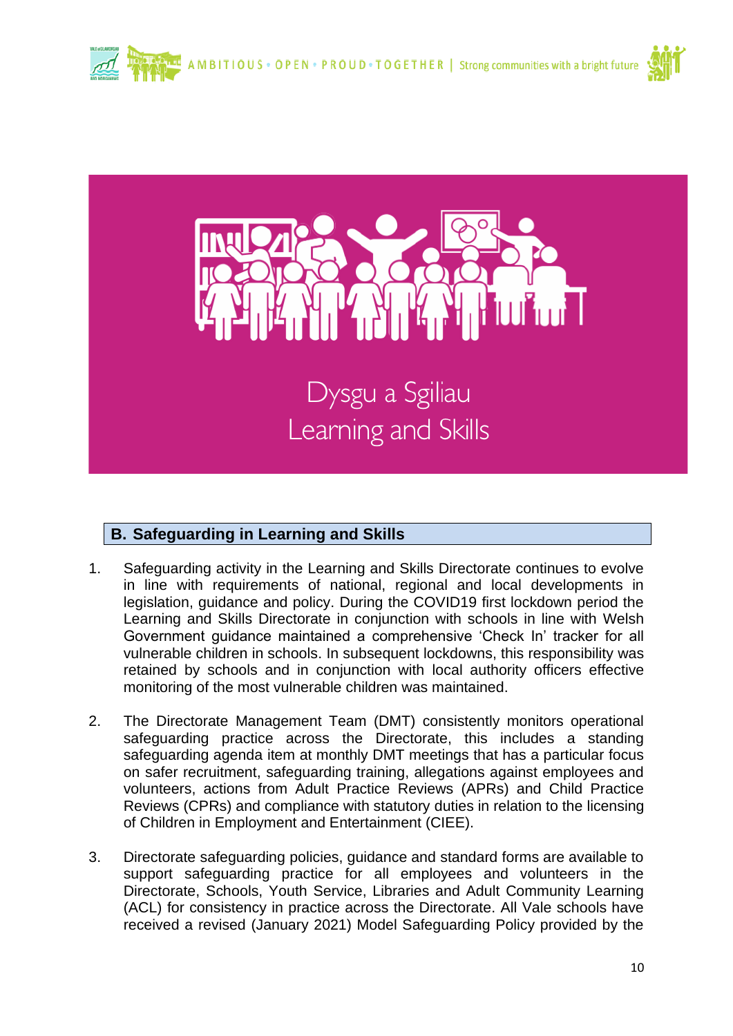Dysgu a Sgiliau
Learning and Skills

## B. Safeguarding in Learning and Skills

1. Safeguarding activity in the Learning and Skills Directorate continues to evolve in line with requirements of national, regional and local developments in legislation, guidance and policy. During the COVID19 first lockdown period the Learning and Skills Directorate in conjunction with schools in line with Welsh Government guidance maintained a comprehensive 'Check In' tracker for all vulnerable children in schools. In subsequent lockdowns, this responsibility was retained by schools and in conjunction with local authority officers effective monitoring of the most vulnerable children was maintained.

2. The Directorate Management Team (DMT) consistently monitors operational safeguarding practice across the Directorate, this includes a standing safeguarding agenda item at monthly DMT meetings that has a particular focus on safer recruitment, safeguarding training, allegations against employees and volunteers, actions from Adult Practice Reviews (APRs) and Child Practice Reviews (CPRs) and compliance with statutory duties in relation to the licensing of Children in Employment and Entertainment (CIEE).

3. Directorate safeguarding policies, guidance and standard forms are available to support safeguarding practice for all employees and volunteers in the Directorate, Schools, Youth Service, Libraries and Adult Community Learning (ACL) for consistency in practice across the Directorate. All Vale schools have received a revised (January 2021) Model Safeguarding Policy provided by the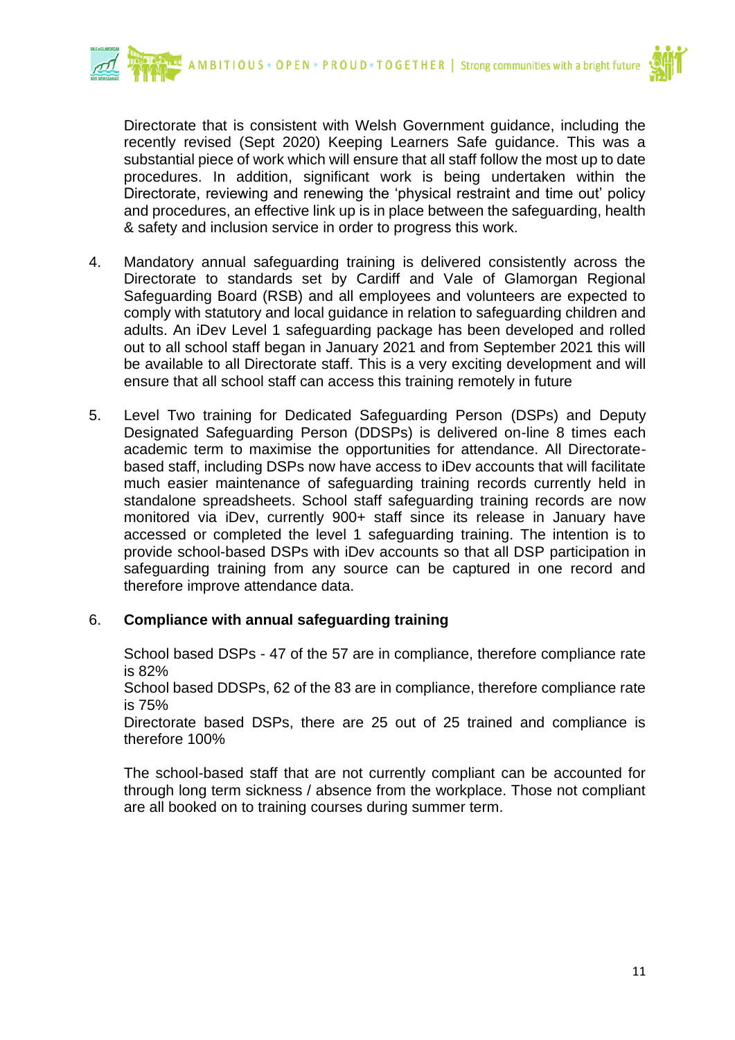Directorate that is consistent with Welsh Government guidance, including the recently revised (Sept 2020) Keeping Learners Safe guidance. This was a substantial piece of work which will ensure that all staff follow the most up to date procedures. In addition, significant work is being undertaken within the Directorate, reviewing and renewing the 'physical restraint and time out' policy and procedures, an effective link up is in place between the safeguarding, health & safety and inclusion service in order to progress this work.

4. Mandatory annual safeguarding training is delivered consistently across the Directorate to standards set by Cardiff and Vale of Glamorgan Regional Safeguarding Board (RSB) and all employees and volunteers are expected to comply with statutory and local guidance in relation to safeguarding children and adults. An iDev Level 1 safeguarding package has been developed and rolled out to all school staff began in January 2021 and from September 2021 this will be available to all Directorate staff. This is a very exciting development and will ensure that all school staff can access this training remotely in future

5. Level Two training for Dedicated Safeguarding Person (DSPs) and Deputy Designated Safeguarding Person (DDSPs) is delivered on-line 8 times each academic term to maximise the opportunities for attendance. All Directorate-based staff, including DSPs now have access to iDev accounts that will facilitate much easier maintenance of safeguarding training records currently held in standalone spreadsheets. School staff safeguarding training records are now monitored via iDev, currently 900+ staff since its release in January have accessed or completed the level 1 safeguarding training. The intention is to provide school-based DSPs with iDev accounts so that all DSP participation in safeguarding training from any source can be captured in one record and therefore improve attendance data.

6. **Compliance with annual safeguarding training**

   School based DSPs - 47 of the 57 are in compliance, therefore compliance rate is 82%
   School based DDSPs, 62 of the 83 are in compliance, therefore compliance rate is 75%
   Directorate based DSPs, there are 25 out of 25 trained and compliance is therefore 100%

   The school-based staff that are not currently compliant can be accounted for through long term sickness / absence from the workplace. Those not compliant are all booked on to training courses during summer term.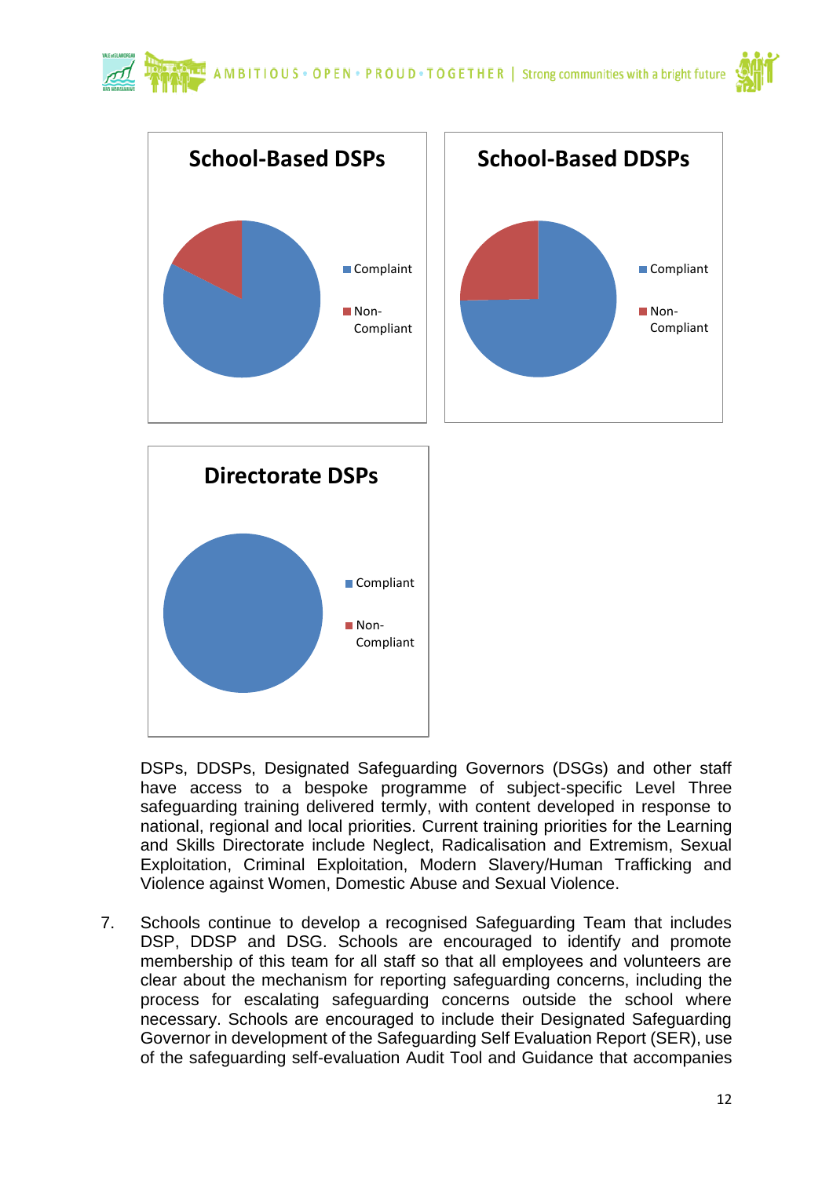**School-Based DSPs**

- Complaint
- Non-Compliant

**School-Based DDSPs**

- Complaint
- Non-Compliant

**Directorate DSPs**

- Compliant
- Non-Compliant

DSPs, DDSPs, Designated Safeguarding Governors (DSGs) and other staff have access to a bespoke programme of subject-specific Level Three safeguarding training delivered termly, with content developed in response to national, regional and local priorities. Current training priorities for the Learning and Skills Directorate include Neglect, Radicalisation and Extremism, Sexual Exploitation, Criminal Exploitation, Modern Slavery/Human Trafficking and Violence against Women, Domestic Abuse and Sexual Violence.

7. Schools continue to develop a recognised Safeguarding Team that includes DSP, DDSP and DSG. Schools are encouraged to identify and promote membership of this team for all staff so that all employees and volunteers are clear about the mechanism for reporting safeguarding concerns, including the process for escalating safeguarding concerns outside the school where necessary. Schools are encouraged to include their Designated Safeguarding Governor in development of the Safeguarding Self Evaluation Report (SER), use of the safeguarding self-evaluation Audit Tool and Guidance that accompanies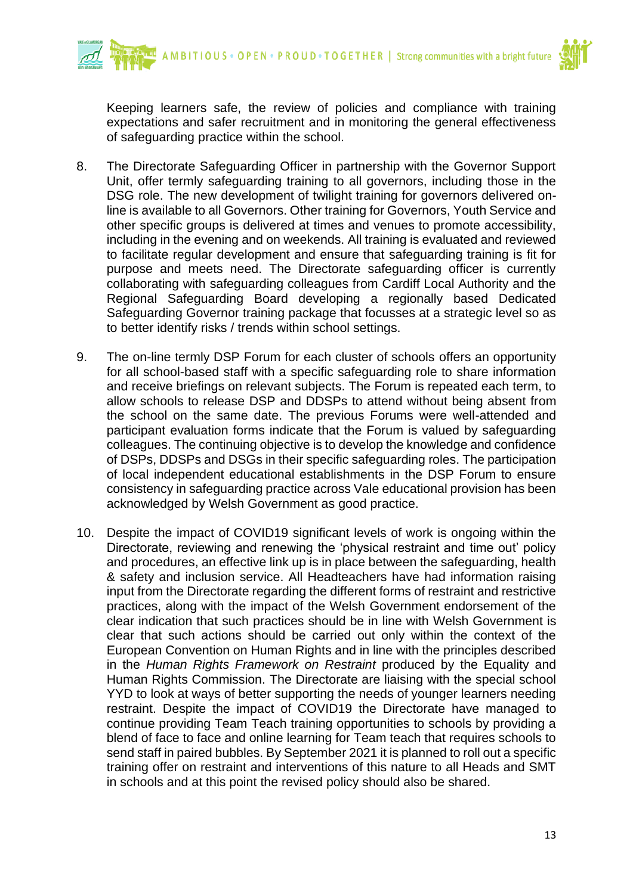Keeping learners safe, the review of policies and compliance with training expectations and safer recruitment and in monitoring the general effectiveness of safeguarding practice within the school.

8. The Directorate Safeguarding Officer in partnership with the Governor Support Unit, offer termly safeguarding training to all governors, including those in the DSG role. The new development of twilight training for governors delivered on-line is available to all Governors. Other training for Governors, Youth Service and other specific groups is delivered at times and venues to promote accessibility, including in the evening and on weekends. All training is evaluated and reviewed to facilitate regular development and ensure that safeguarding training is fit for purpose and meets need. The Directorate safeguarding officer is currently collaborating with safeguarding colleagues from Cardiff Local Authority and the Regional Safeguarding Board developing a regionally based Dedicated Safeguarding Governor training package that focusses at a strategic level so as to better identify risks / trends within school settings.

9. The on-line termly DSP Forum for each cluster of schools offers an opportunity for all school-based staff with a specific safeguarding role to share information and receive briefings on relevant subjects. The Forum is repeated each term, to allow schools to release DSP and DDSPs to attend without being absent from the school on the same date. The previous Forums were well-attended and participant evaluation forms indicate that the Forum is valued by safeguarding colleagues. The continuing objective is to develop the knowledge and confidence of DSPs, DDSPs and DSGs in their specific safeguarding roles. The participation of local independent educational establishments in the DSP Forum to ensure consistency in safeguarding practice across Vale educational provision has been acknowledged by Welsh Government as good practice.

10. Despite the impact of COVID19 significant levels of work is ongoing within the Directorate, reviewing and renewing the 'physical restraint and time out' policy and procedures, an effective link up is in place between the safeguarding, health & safety and inclusion service. All Headteachers have had information raising input from the Directorate regarding the different forms of restraint and restrictive practices, along with the impact of the Welsh Government endorsement of the clear indication that such practices should be in line with Welsh Government is clear that such actions should be carried out only within the context of the European Convention on Human Rights and in line with the principles described in the *Human Rights Framework on Restraint* produced by the Equality and Human Rights Commission. The Directorate are liaising with the special school YYD to look at ways of better supporting the needs of younger learners needing restraint. Despite the impact of COVID19 the Directorate have managed to continue providing Team Teach training opportunities to schools by providing a blend of face to face and online learning for Team teach that requires schools to send staff in paired bubbles. By September 2021 it is planned to roll out a specific training offer on restraint and interventions of this nature to all Heads and SMT in schools and at this point the revised policy should also be shared.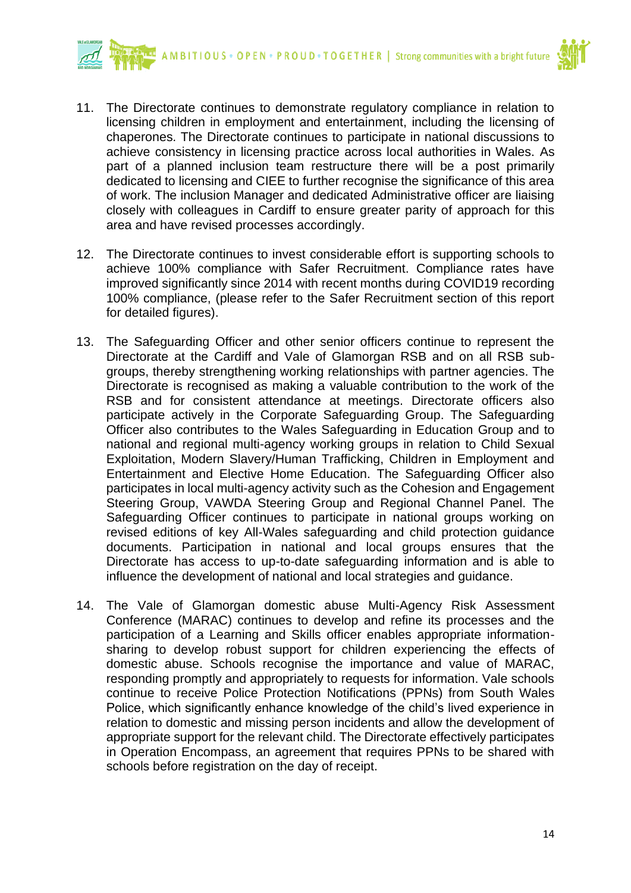11. The Directorate continues to demonstrate regulatory compliance in relation to licensing children in employment and entertainment, including the licensing of chaperones. The Directorate continues to participate in national discussions to achieve consistency in licensing practice across local authorities in Wales. As part of a planned inclusion team restructure there will be a post primarily dedicated to licensing and CIEE to further recognise the significance of this area of work. The inclusion Manager and dedicated Administrative officer are liaising closely with colleagues in Cardiff to ensure greater parity of approach for this area and have revised processes accordingly.

12. The Directorate continues to invest considerable effort is supporting schools to achieve 100% compliance with Safer Recruitment. Compliance rates have improved significantly since 2014 with recent months during COVID19 recording 100% compliance, (please refer to the Safer Recruitment section of this report for detailed figures).

13. The Safeguarding Officer and other senior officers continue to represent the Directorate at the Cardiff and Vale of Glamorgan RSB and on all RSB sub-groups, thereby strengthening working relationships with partner agencies. The Directorate is recognised as making a valuable contribution to the work of the RSB and for consistent attendance at meetings. Directorate officers also participate actively in the Corporate Safeguarding Group. The Safeguarding Officer also contributes to the Wales Safeguarding in Education Group and to national and regional multi-agency working groups in relation to Child Sexual Exploitation, Modern Slavery/Human Trafficking, Children in Employment and Entertainment and Elective Home Education. The Safeguarding Officer also participates in local multi-agency activity such as the Cohesion and Engagement Steering Group, VAWDA Steering Group and Regional Channel Panel. The Safeguarding Officer continues to participate in national groups working on revised editions of key All-Wales safeguarding and child protection guidance documents. Participation in national and local groups ensures that the Directorate has access to up-to-date safeguarding information and is able to influence the development of national and local strategies and guidance.

14. The Vale of Glamorgan domestic abuse Multi-Agency Risk Assessment Conference (MARAC) continues to develop and refine its processes and the participation of a Learning and Skills officer enables appropriate information-sharing to develop robust support for children experiencing the effects of domestic abuse. Schools recognise the importance and value of MARAC, responding promptly and appropriately to requests for information. Vale schools continue to receive Police Protection Notifications (PPNs) from South Wales Police, which significantly enhance knowledge of the child's lived experience in relation to domestic and missing person incidents and allow the development of appropriate support for the relevant child. The Directorate effectively participates in Operation Encompass, an agreement that requires PPNs to be shared with schools before registration on the day of receipt.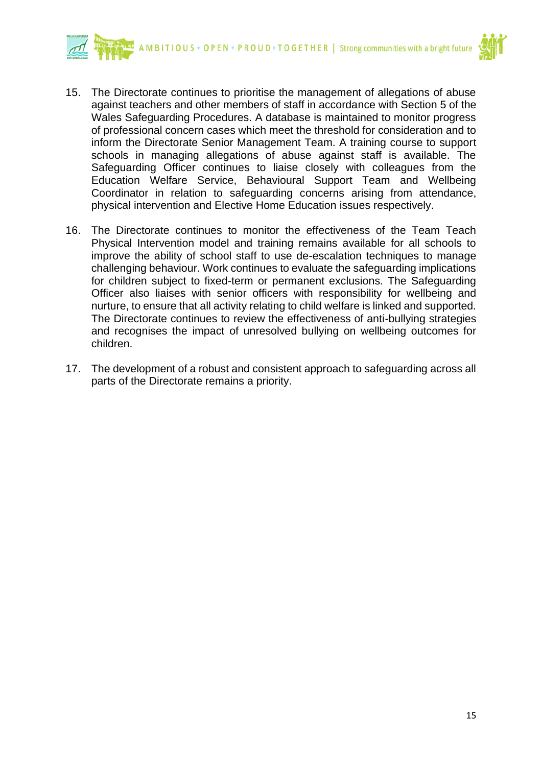15. The Directorate continues to prioritise the management of allegations of abuse against teachers and other members of staff in accordance with Section 5 of the Wales Safeguarding Procedures. A database is maintained to monitor progress of professional concern cases which meet the threshold for consideration and to inform the Directorate Senior Management Team. A training course to support schools in managing allegations of abuse against staff is available. The Safeguarding Officer continues to liaise closely with colleagues from the Education Welfare Service, Behavioural Support Team and Wellbeing Coordinator in relation to safeguarding concerns arising from attendance, physical intervention and Elective Home Education issues respectively.

16. The Directorate continues to monitor the effectiveness of the Team Teach Physical Intervention model and training remains available for all schools to improve the ability of school staff to use de-escalation techniques to manage challenging behaviour. Work continues to evaluate the safeguarding implications for children subject to fixed-term or permanent exclusions. The Safeguarding Officer also liaises with senior officers with responsibility for wellbeing and nurture, to ensure that all activity relating to child welfare is linked and supported. The Directorate continues to review the effectiveness of anti-bullying strategies and recognises the impact of unresolved bullying on wellbeing outcomes for children.

17. The development of a robust and consistent approach to safeguarding across all parts of the Directorate remains a priority.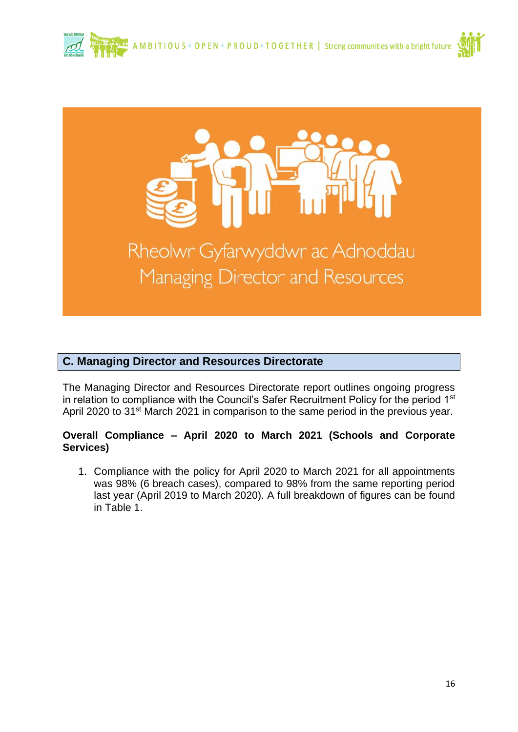Rheolwr Gyfarwyddwr ac Adnoddau
Managing Director and Resources

## C. Managing Director and Resources Directorate

The Managing Director and Resources Directorate report outlines ongoing progress in relation to compliance with the Council's Safer Recruitment Policy for the period 1st April 2020 to 31st March 2021 in comparison to the same period in the previous year.

**Overall Compliance – April 2020 to March 2021 (Schools and Corporate Services)**

1. Compliance with the policy for April 2020 to March 2021 for all appointments was 98% (6 breach cases), compared to 98% from the same reporting period last year (April 2019 to March 2020). A full breakdown of figures can be found in Table 1.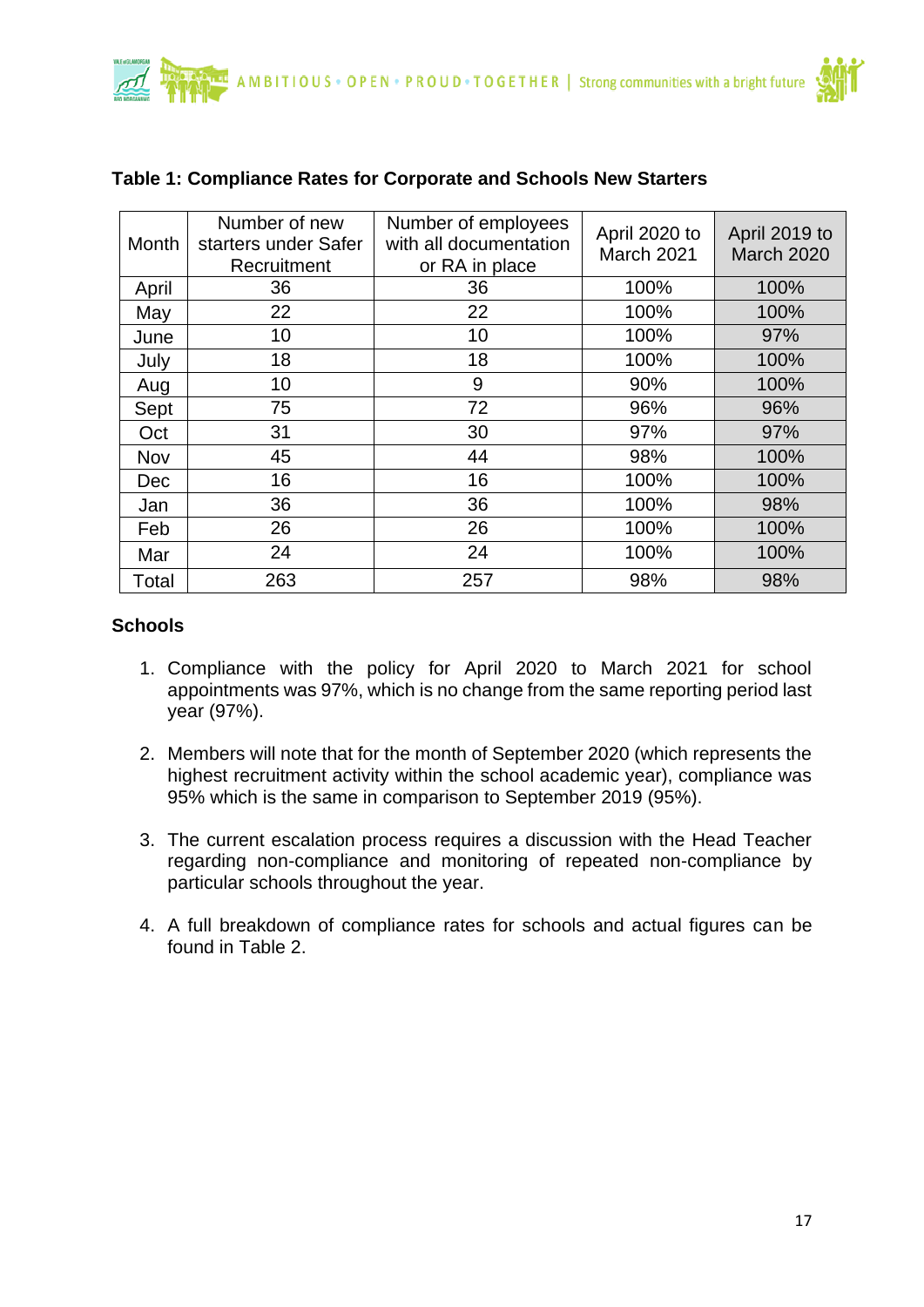**Table 1: Compliance Rates for Corporate and Schools New Starters**

| Month | Number of new starters under Safer Recruitment | Number of employees with all documentation or RA in place | April 2020 to March 2021 | April 2019 to March 2020 |
|---|---|---|---|---|
| April | 36 | 36 | 100% | 100% |
| May | 22 | 22 | 100% | 100% |
| June | 10 | 10 | 100% | 97% |
| July | 18 | 18 | 100% | 100% |
| Aug | 10 | 9 | 90% | 100% |
| Sept | 75 | 72 | 96% | 96% |
| Oct | 31 | 30 | 97% | 97% |
| Nov | 45 | 44 | 98% | 100% |
| Dec | 16 | 16 | 100% | 100% |
| Jan | 36 | 36 | 100% | 98% |
| Feb | 26 | 26 | 100% | 100% |
| Mar | 24 | 24 | 100% | 100% |
| Total | 263 | 257 | 98% | 98% |

**Schools**

1. Compliance with the policy for April 2020 to March 2021 for school appointments was 97%, which is no change from the same reporting period last year (97%).

2. Members will note that for the month of September 2020 (which represents the highest recruitment activity within the school academic year), compliance was 95% which is the same in comparison to September 2019 (95%).

3. The current escalation process requires a discussion with the Head Teacher regarding non-compliance and monitoring of repeated non-compliance by particular schools throughout the year.

4. A full breakdown of compliance rates for schools and actual figures can be found in Table 2.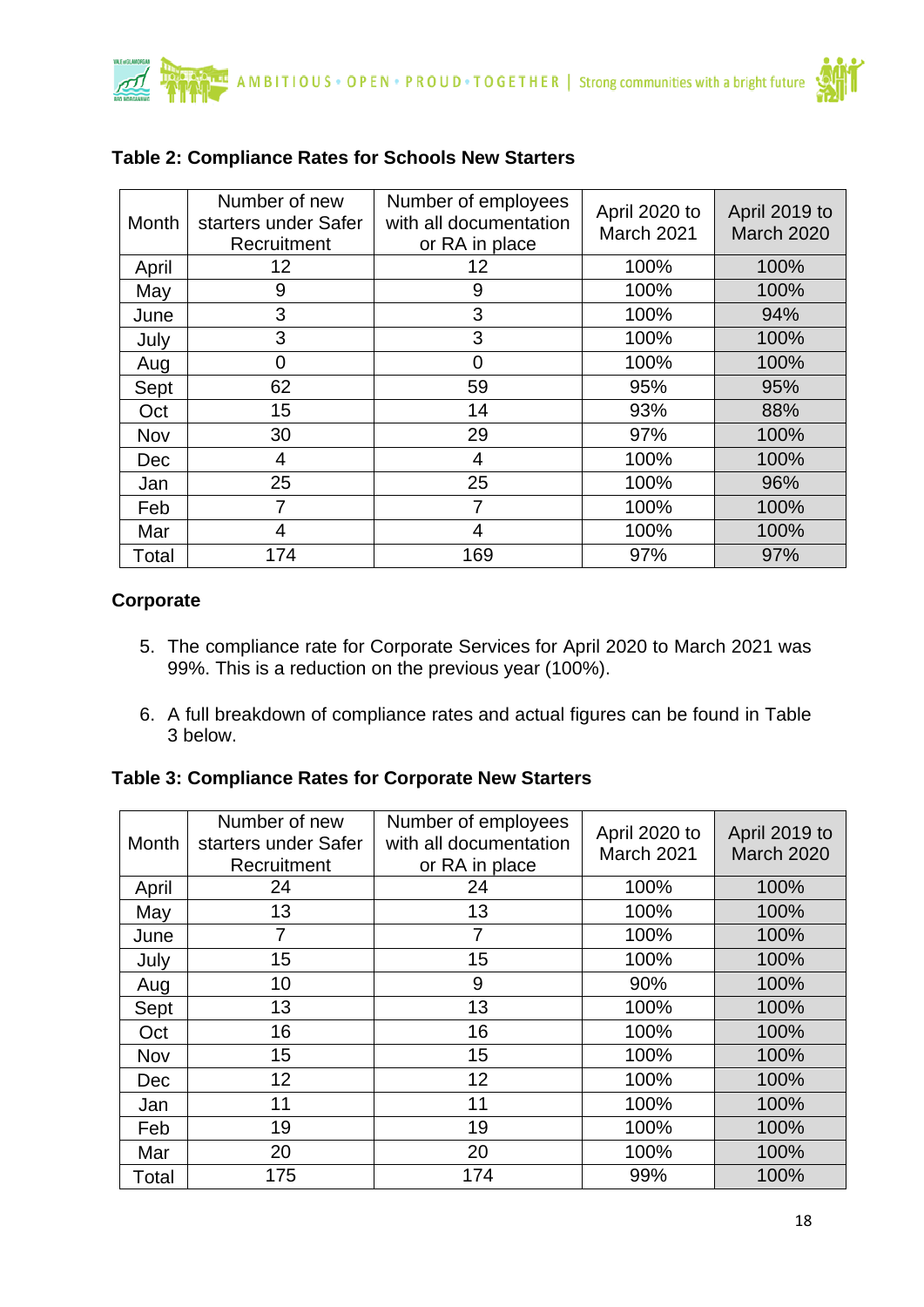**Table 2: Compliance Rates for Schools New Starters**

| Month | Number of new starters under Safer Recruitment | Number of employees with all documentation or RA in place | April 2020 to March 2021 | April 2019 to March 2020 |
|---|---|---|---|---|
| April | 12 | 12 | 100% | 100% |
| May | 9 | 9 | 100% | 100% |
| June | 3 | 3 | 100% | 94% |
| July | 3 | 3 | 100% | 100% |
| Aug | 0 | 0 | 100% | 100% |
| Sept | 62 | 59 | 95% | 95% |
| Oct | 15 | 14 | 93% | 88% |
| Nov | 30 | 29 | 97% | 100% |
| Dec | 4 | 4 | 100% | 100% |
| Jan | 25 | 25 | 100% | 96% |
| Feb | 7 | 7 | 100% | 100% |
| Mar | 4 | 4 | 100% | 100% |
| Total | 174 | 169 | 97% | 97% |

**Corporate**

5. The compliance rate for Corporate Services for April 2020 to March 2021 was 99%. This is a reduction on the previous year (100%).

6. A full breakdown of compliance rates and actual figures can be found in Table 3 below.

**Table 3: Compliance Rates for Corporate New Starters**

| Month | Number of new starters under Safer Recruitment | Number of employees with all documentation or RA in place | April 2020 to March 2021 | April 2019 to March 2020 |
|---|---|---|---|---|
| April | 24 | 24 | 100% | 100% |
| May | 13 | 13 | 100% | 100% |
| June | 7 | 7 | 100% | 100% |
| July | 15 | 15 | 100% | 100% |
| Aug | 10 | 9 | 90% | 100% |
| Sept | 13 | 13 | 100% | 100% |
| Oct | 16 | 16 | 100% | 100% |
| Nov | 15 | 15 | 100% | 100% |
| Dec | 12 | 12 | 100% | 100% |
| Jan | 11 | 11 | 100% | 100% |
| Feb | 19 | 19 | 100% | 100% |
| Mar | 20 | 20 | 100% | 100% |
| Total | 175 | 174 | 99% | 100% |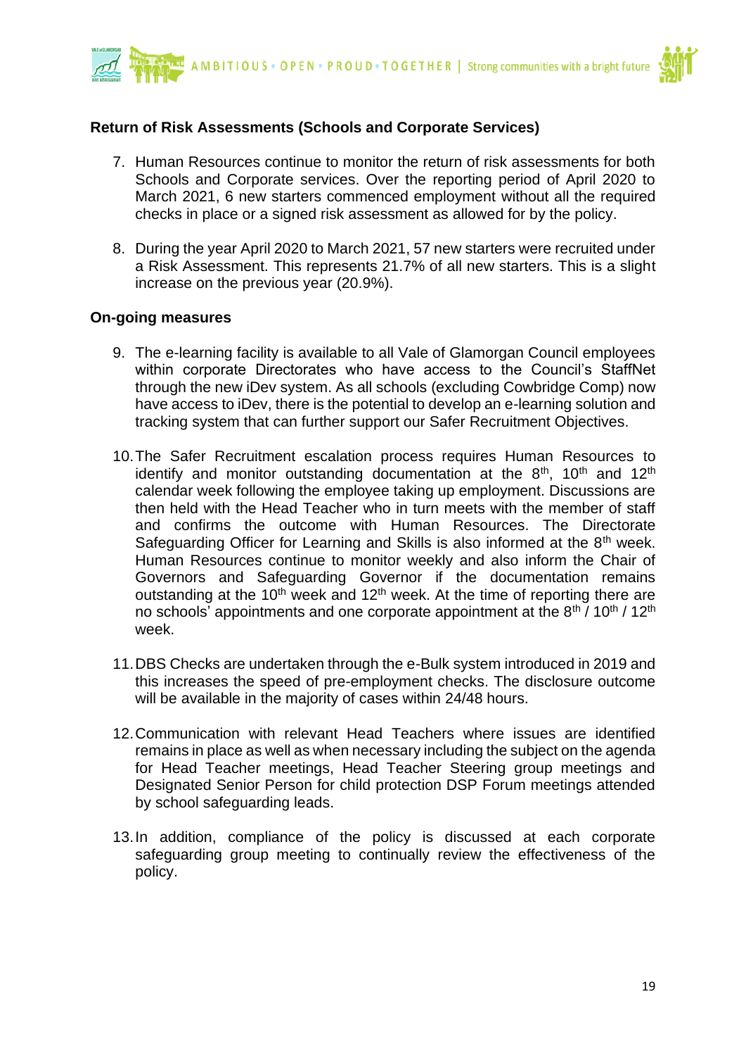**Return of Risk Assessments (Schools and Corporate Services)**

7. Human Resources continue to monitor the return of risk assessments for both Schools and Corporate services. Over the reporting period of April 2020 to March 2021, 6 new starters commenced employment without all the required checks in place or a signed risk assessment as allowed for by the policy.

8. During the year April 2020 to March 2021, 57 new starters were recruited under a Risk Assessment. This represents 21.7% of all new starters. This is a slight increase on the previous year (20.9%).

**On-going measures**

9. The e-learning facility is available to all Vale of Glamorgan Council employees within corporate Directorates who have access to the Council's StaffNet through the new iDev system. As all schools (excluding Cowbridge Comp) now have access to iDev, there is the potential to develop an e-learning solution and tracking system that can further support our Safer Recruitment Objectives.

10. The Safer Recruitment escalation process requires Human Resources to identify and monitor outstanding documentation at the 8th, 10th and 12th calendar week following the employee taking up employment. Discussions are then held with the Head Teacher who in turn meets with the member of staff and confirms the outcome with Human Resources. The Directorate Safeguarding Officer for Learning and Skills is also informed at the 8th week. Human Resources continue to monitor weekly and also inform the Chair of Governors and Safeguarding Governor if the documentation remains outstanding at the 10th week and 12th week. At the time of reporting there are no schools' appointments and one corporate appointment at the 8th / 10th / 12th week.

11. DBS Checks are undertaken through the e-Bulk system introduced in 2019 and this increases the speed of pre-employment checks. The disclosure outcome will be available in the majority of cases within 24/48 hours.

12. Communication with relevant Head Teachers where issues are identified remains in place as well as when necessary including the subject on the agenda for Head Teacher meetings, Head Teacher Steering group meetings and Designated Senior Person for child protection DSP Forum meetings attended by school safeguarding leads.

13. In addition, compliance of the policy is discussed at each corporate safeguarding group meeting to continually review the effectiveness of the policy.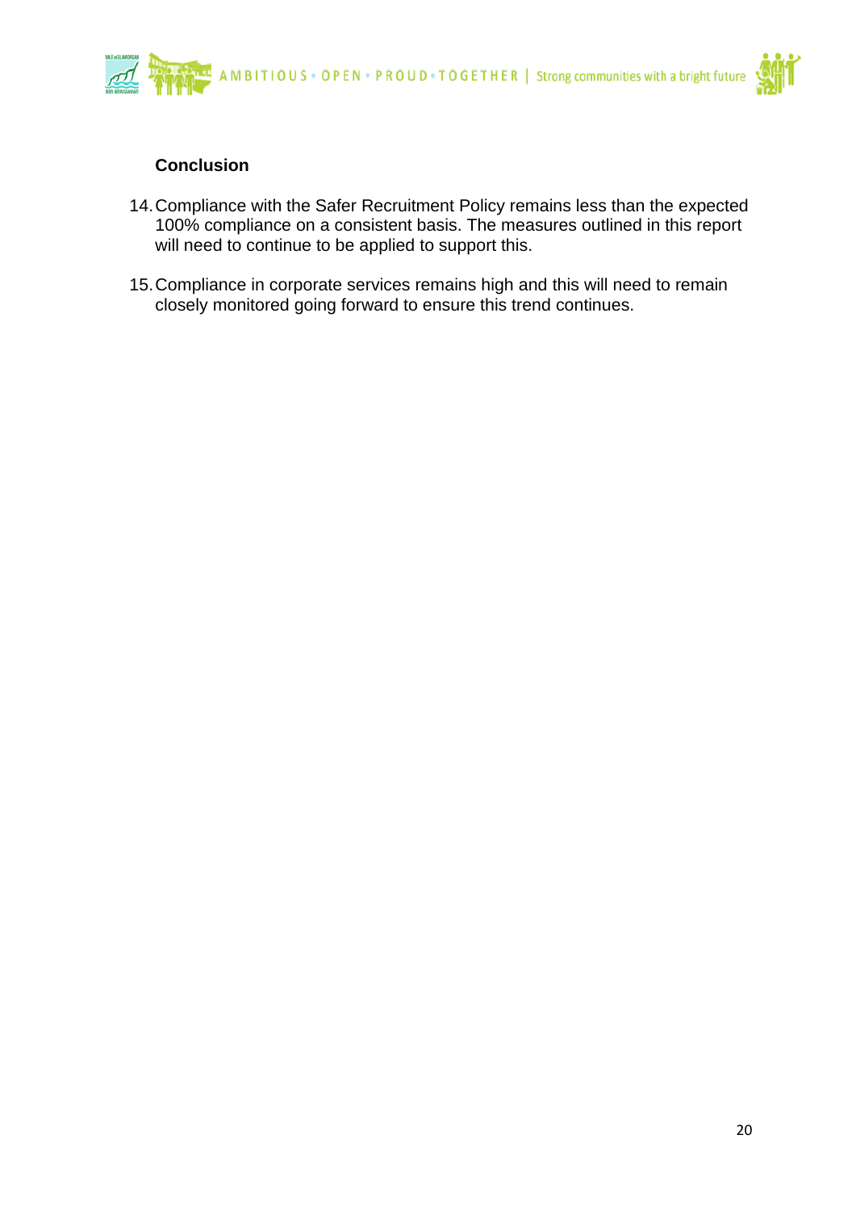**Conclusion**

14. Compliance with the Safer Recruitment Policy remains less than the expected 100% compliance on a consistent basis. The measures outlined in this report will need to continue to be applied to support this.

15. Compliance in corporate services remains high and this will need to remain closely monitored going forward to ensure this trend continues.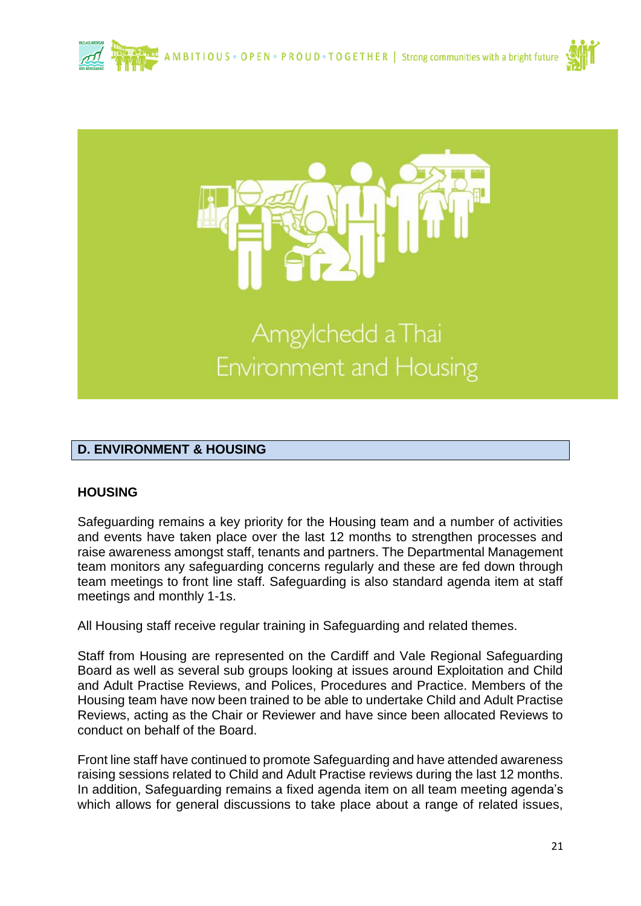Amgylchedd a Thai
Environment and Housing

## D. ENVIRONMENT & HOUSING

### HOUSING

Safeguarding remains a key priority for the Housing team and a number of activities and events have taken place over the last 12 months to strengthen processes and raise awareness amongst staff, tenants and partners. The Departmental Management team monitors any safeguarding concerns regularly and these are fed down through team meetings to front line staff. Safeguarding is also standard agenda item at staff meetings and monthly 1-1s.

All Housing staff receive regular training in Safeguarding and related themes.

Staff from Housing are represented on the Cardiff and Vale Regional Safeguarding Board as well as several sub groups looking at issues around Exploitation and Child and Adult Practise Reviews, and Polices, Procedures and Practice. Members of the Housing team have now been trained to be able to undertake Child and Adult Practise Reviews, acting as the Chair or Reviewer and have since been allocated Reviews to conduct on behalf of the Board.

Front line staff have continued to promote Safeguarding and have attended awareness raising sessions related to Child and Adult Practise reviews during the last 12 months. In addition, Safeguarding remains a fixed agenda item on all team meeting agenda's which allows for general discussions to take place about a range of related issues,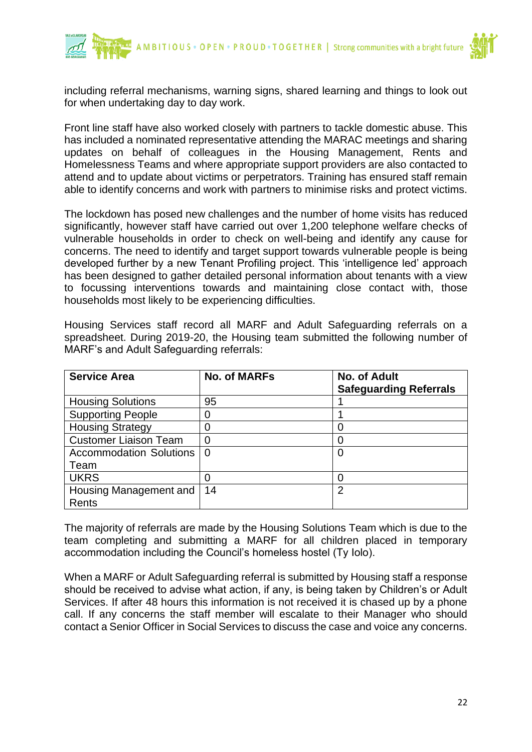including referral mechanisms, warning signs, shared learning and things to look out for when undertaking day to day work.

Front line staff have also worked closely with partners to tackle domestic abuse. This has included a nominated representative attending the MARAC meetings and sharing updates on behalf of colleagues in the Housing Management, Rents and Homelessness Teams and where appropriate support providers are also contacted to attend and to update about victims or perpetrators. Training has ensured staff remain able to identify concerns and work with partners to minimise risks and protect victims.

The lockdown has posed new challenges and the number of home visits has reduced significantly, however staff have carried out over 1,200 telephone welfare checks of vulnerable households in order to check on well-being and identify any cause for concerns. The need to identify and target support towards vulnerable people is being developed further by a new Tenant Profiling project. This 'intelligence led' approach has been designed to gather detailed personal information about tenants with a view to focussing interventions towards and maintaining close contact with, those households most likely to be experiencing difficulties.

Housing Services staff record all MARF and Adult Safeguarding referrals on a spreadsheet. During 2019-20, the Housing team submitted the following number of MARF's and Adult Safeguarding referrals:

| Service Area | No. of MARFs | No. of Adult Safeguarding Referrals |
|---|---|---|
| Housing Solutions | 95 | 1 |
| Supporting People | 0 | 1 |
| Housing Strategy | 0 | 0 |
| Customer Liaison Team | 0 | 0 |
| Accommodation Solutions Team | 0 | 0 |
| UKRS | 0 | 0 |
| Housing Management and Rents | 14 | 2 |

The majority of referrals are made by the Housing Solutions Team which is due to the team completing and submitting a MARF for all children placed in temporary accommodation including the Council's homeless hostel (Ty Iolo).

When a MARF or Adult Safeguarding referral is submitted by Housing staff a response should be received to advise what action, if any, is being taken by Children's or Adult Services. If after 48 hours this information is not received it is chased up by a phone call. If any concerns the staff member will escalate to their Manager who should contact a Senior Officer in Social Services to discuss the case and voice any concerns.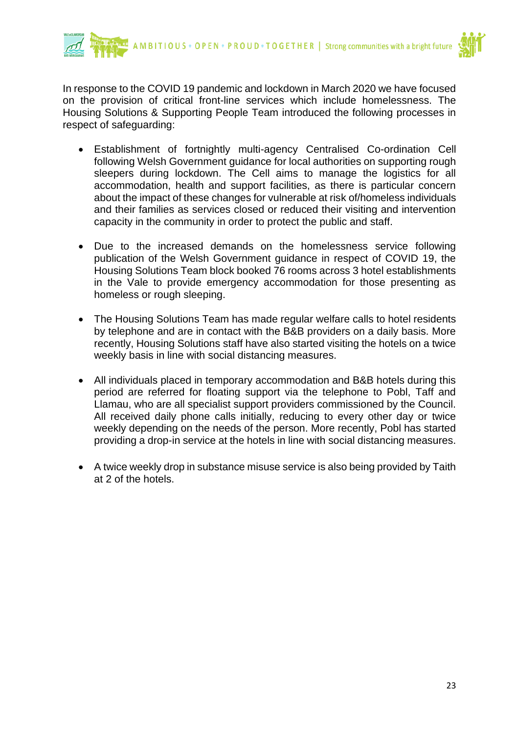In response to the COVID 19 pandemic and lockdown in March 2020 we have focused on the provision of critical front-line services which include homelessness. The Housing Solutions & Supporting People Team introduced the following processes in respect of safeguarding:

- Establishment of fortnightly multi-agency Centralised Co-ordination Cell following Welsh Government guidance for local authorities on supporting rough sleepers during lockdown. The Cell aims to manage the logistics for all accommodation, health and support facilities, as there is particular concern about the impact of these changes for vulnerable at risk of/homeless individuals and their families as services closed or reduced their visiting and intervention capacity in the community in order to protect the public and staff.

- Due to the increased demands on the homelessness service following publication of the Welsh Government guidance in respect of COVID 19, the Housing Solutions Team block booked 76 rooms across 3 hotel establishments in the Vale to provide emergency accommodation for those presenting as homeless or rough sleeping.

- The Housing Solutions Team has made regular welfare calls to hotel residents by telephone and are in contact with the B&B providers on a daily basis. More recently, Housing Solutions staff have also started visiting the hotels on a twice weekly basis in line with social distancing measures.

- All individuals placed in temporary accommodation and B&B hotels during this period are referred for floating support via the telephone to Pobl, Taff and Llamau, who are all specialist support providers commissioned by the Council. All received daily phone calls initially, reducing to every other day or twice weekly depending on the needs of the person. More recently, Pobl has started providing a drop-in service at the hotels in line with social distancing measures.

- A twice weekly drop in substance misuse service is also being provided by Taith at 2 of the hotels.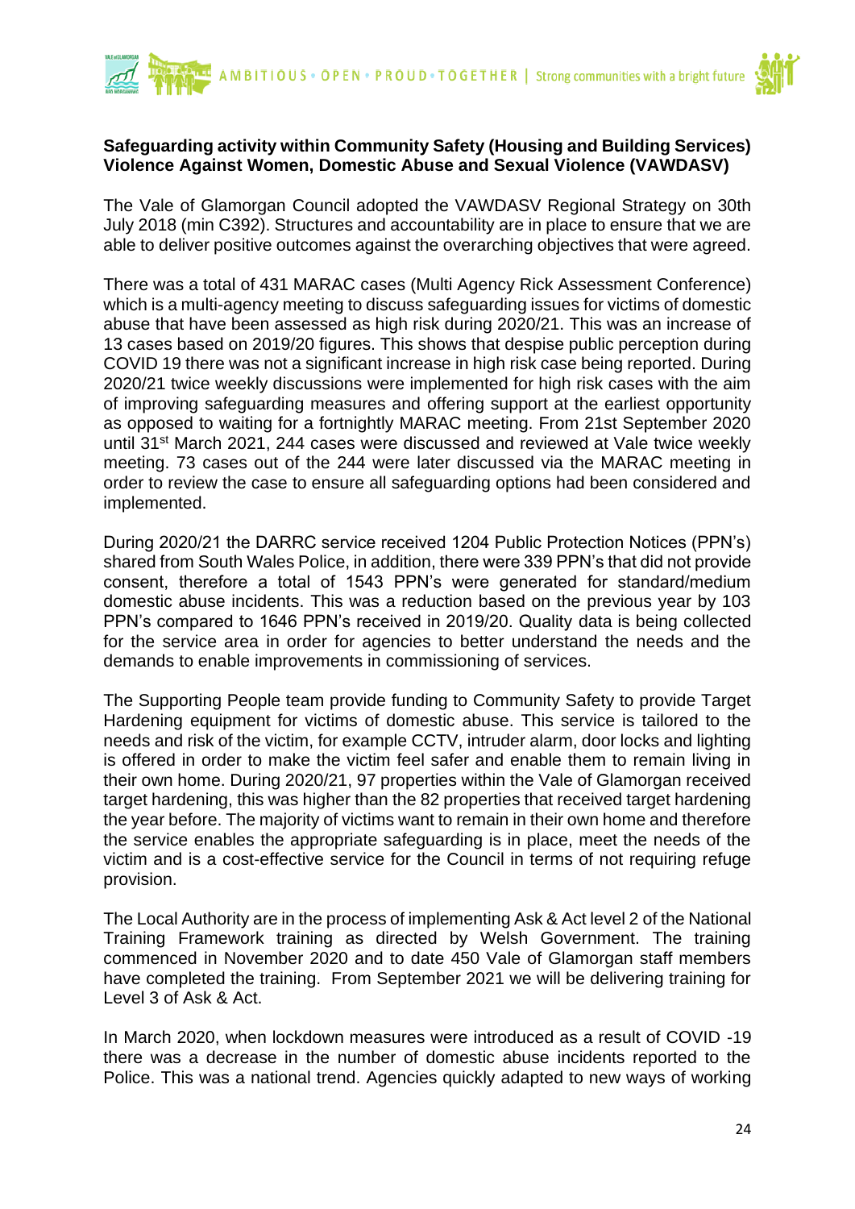**Safeguarding activity within Community Safety (Housing and Building Services) Violence Against Women, Domestic Abuse and Sexual Violence (VAWDASV)**

The Vale of Glamorgan Council adopted the VAWDASV Regional Strategy on 30th July 2018 (min C392). Structures and accountability are in place to ensure that we are able to deliver positive outcomes against the overarching objectives that were agreed.

There was a total of 431 MARAC cases (Multi Agency Rick Assessment Conference) which is a multi-agency meeting to discuss safeguarding issues for victims of domestic abuse that have been assessed as high risk during 2020/21. This was an increase of 13 cases based on 2019/20 figures. This shows that despite public perception during COVID 19 there was not a significant increase in high risk case being reported. During 2020/21 twice weekly discussions were implemented for high risk cases with the aim of improving safeguarding measures and offering support at the earliest opportunity as opposed to waiting for a fortnightly MARAC meeting. From 21st September 2020 until 31st March 2021, 244 cases were discussed and reviewed at Vale twice weekly meeting. 73 cases out of the 244 were later discussed via the MARAC meeting in order to review the case to ensure all safeguarding options had been considered and implemented.

During 2020/21 the DARRC service received 1204 Public Protection Notices (PPN's) shared from South Wales Police, in addition, there were 339 PPN's that did not provide consent, therefore a total of 1543 PPN's were generated for standard/medium domestic abuse incidents. This was a reduction based on the previous year by 103 PPN's compared to 1646 PPN's received in 2019/20. Quality data is being collected for the service area in order for agencies to better understand the needs and the demands to enable improvements in commissioning of services.

The Supporting People team provide funding to Community Safety to provide Target Hardening equipment for victims of domestic abuse. This service is tailored to the needs and risk of the victim, for example CCTV, intruder alarm, door locks and lighting is offered in order to make the victim feel safer and enable them to remain living in their own home. During 2020/21, 97 properties within the Vale of Glamorgan received target hardening, this was higher than the 82 properties that received target hardening the year before. The majority of victims want to remain in their own home and therefore the service enables the appropriate safeguarding is in place, meet the needs of the victim and is a cost-effective service for the Council in terms of not requiring refuge provision.

The Local Authority are in the process of implementing Ask & Act level 2 of the National Training Framework training as directed by Welsh Government. The training commenced in November 2020 and to date 450 Vale of Glamorgan staff members have completed the training. From September 2021 we will be delivering training for Level 3 of Ask & Act.

In March 2020, when lockdown measures were introduced as a result of COVID -19 there was a decrease in the number of domestic abuse incidents reported to the Police. This was a national trend. Agencies quickly adapted to new ways of working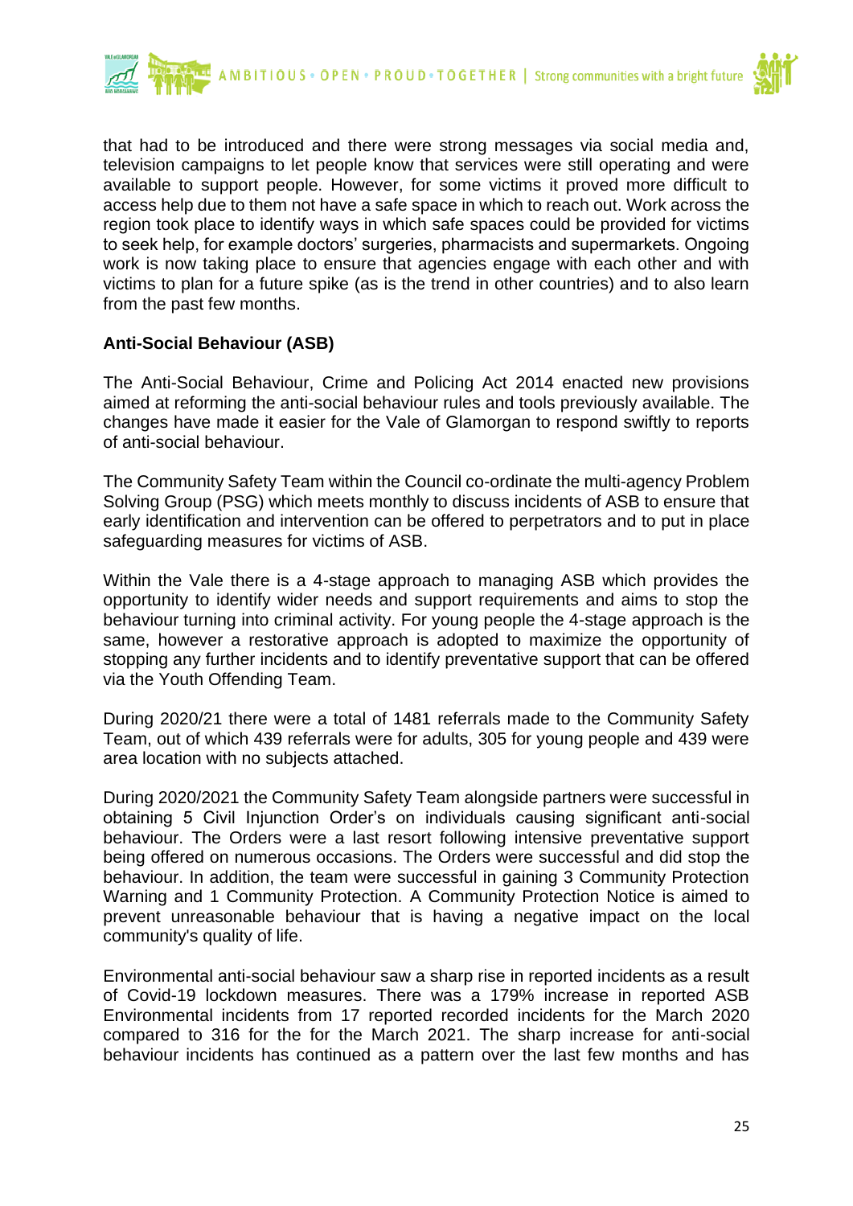that had to be introduced and there were strong messages via social media and, television campaigns to let people know that services were still operating and were available to support people. However, for some victims it proved more difficult to access help due to them not have a safe space in which to reach out. Work across the region took place to identify ways in which safe spaces could be provided for victims to seek help, for example doctors' surgeries, pharmacists and supermarkets. Ongoing work is now taking place to ensure that agencies engage with each other and with victims to plan for a future spike (as is the trend in other countries) and to also learn from the past few months.

**Anti-Social Behaviour (ASB)**

The Anti-Social Behaviour, Crime and Policing Act 2014 enacted new provisions aimed at reforming the anti-social behaviour rules and tools previously available. The changes have made it easier for the Vale of Glamorgan to respond swiftly to reports of anti-social behaviour.

The Community Safety Team within the Council co-ordinate the multi-agency Problem Solving Group (PSG) which meets monthly to discuss incidents of ASB to ensure that early identification and intervention can be offered to perpetrators and to put in place safeguarding measures for victims of ASB.

Within the Vale there is a 4-stage approach to managing ASB which provides the opportunity to identify wider needs and support requirements and aims to stop the behaviour turning into criminal activity. For young people the 4-stage approach is the same, however a restorative approach is adopted to maximize the opportunity of stopping any further incidents and to identify preventative support that can be offered via the Youth Offending Team.

During 2020/21 there were a total of 1481 referrals made to the Community Safety Team, out of which 439 referrals were for adults, 305 for young people and 439 were area location with no subjects attached.

During 2020/2021 the Community Safety Team alongside partners were successful in obtaining 5 Civil Injunction Order's on individuals causing significant anti-social behaviour. The Orders were a last resort following intensive preventative support being offered on numerous occasions. The Orders were successful and did stop the behaviour. In addition, the team were successful in gaining 3 Community Protection Warning and 1 Community Protection. A Community Protection Notice is aimed to prevent unreasonable behaviour that is having a negative impact on the local community's quality of life.

Environmental anti-social behaviour saw a sharp rise in reported incidents as a result of Covid-19 lockdown measures. There was a 179% increase in reported ASB Environmental incidents from 17 reported recorded incidents for the March 2020 compared to 316 for the for the March 2021. The sharp increase for anti-social behaviour incidents has continued as a pattern over the last few months and has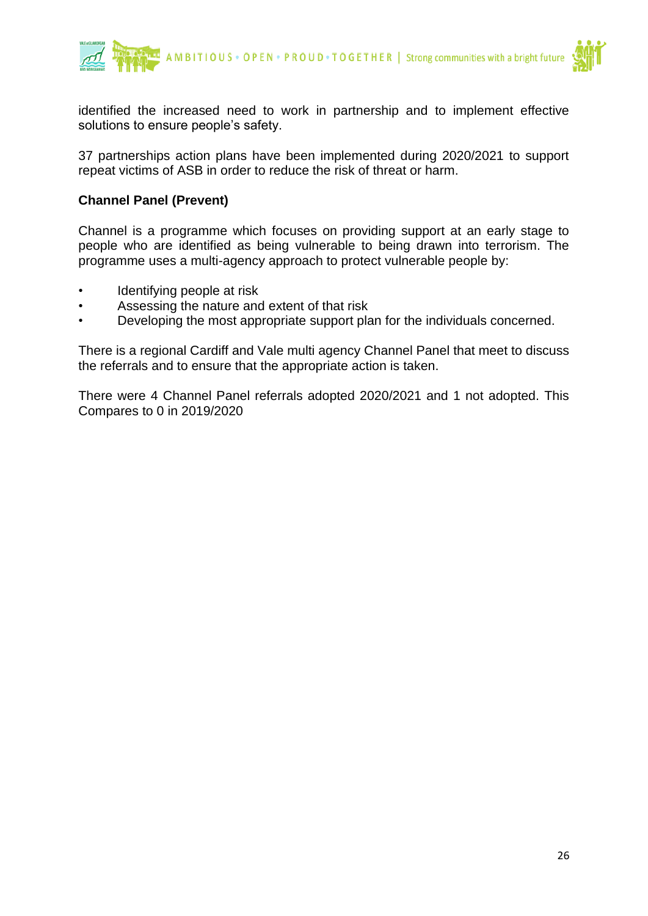identified the increased need to work in partnership and to implement effective solutions to ensure people's safety.

37 partnerships action plans have been implemented during 2020/2021 to support repeat victims of ASB in order to reduce the risk of threat or harm.

**Channel Panel (Prevent)**

Channel is a programme which focuses on providing support at an early stage to people who are identified as being vulnerable to being drawn into terrorism. The programme uses a multi-agency approach to protect vulnerable people by:

- Identifying people at risk
- Assessing the nature and extent of that risk
- Developing the most appropriate support plan for the individuals concerned.

There is a regional Cardiff and Vale multi agency Channel Panel that meet to discuss the referrals and to ensure that the appropriate action is taken.

There were 4 Channel Panel referrals adopted 2020/2021 and 1 not adopted. This Compares to 0 in 2019/2020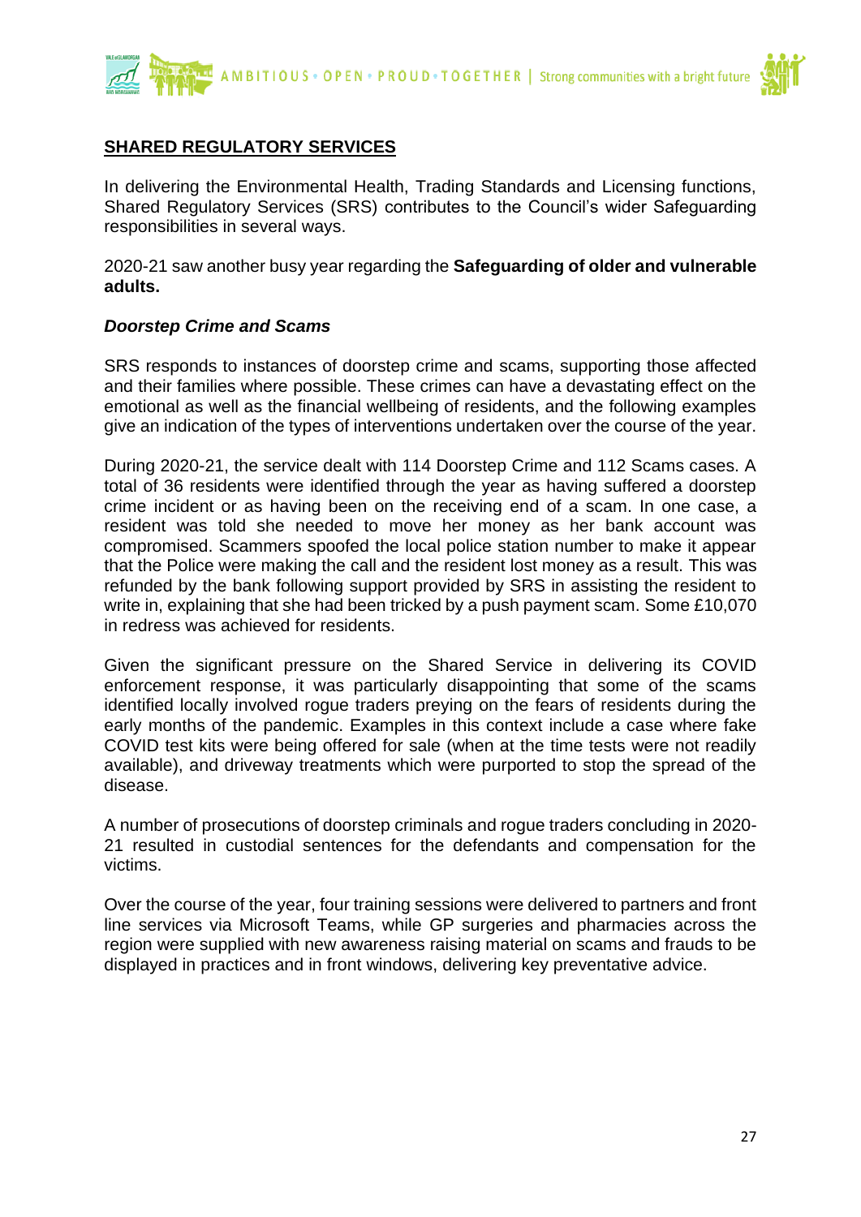**SHARED REGULATORY SERVICES**

In delivering the Environmental Health, Trading Standards and Licensing functions, Shared Regulatory Services (SRS) contributes to the Council's wider Safeguarding responsibilities in several ways.

2020-21 saw another busy year regarding the **Safeguarding of older and vulnerable adults.**

***Doorstep Crime and Scams***

SRS responds to instances of doorstep crime and scams, supporting those affected and their families where possible. These crimes can have a devastating effect on the emotional as well as the financial wellbeing of residents, and the following examples give an indication of the types of interventions undertaken over the course of the year.

During 2020-21, the service dealt with 114 Doorstep Crime and 112 Scams cases. A total of 36 residents were identified through the year as having suffered a doorstep crime incident or as having been on the receiving end of a scam. In one case, a resident was told she needed to move her money as her bank account was compromised. Scammers spoofed the local police station number to make it appear that the Police were making the call and the resident lost money as a result. This was refunded by the bank following support provided by SRS in assisting the resident to write in, explaining that she had been tricked by a push payment scam. Some £10,070 in redress was achieved for residents.

Given the significant pressure on the Shared Service in delivering its COVID enforcement response, it was particularly disappointing that some of the scams identified locally involved rogue traders preying on the fears of residents during the early months of the pandemic. Examples in this context include a case where fake COVID test kits were being offered for sale (when at the time tests were not readily available), and driveway treatments which were purported to stop the spread of the disease.

A number of prosecutions of doorstep criminals and rogue traders concluding in 2020-21 resulted in custodial sentences for the defendants and compensation for the victims.

Over the course of the year, four training sessions were delivered to partners and front line services via Microsoft Teams, while GP surgeries and pharmacies across the region were supplied with new awareness raising material on scams and frauds to be displayed in practices and in front windows, delivering key preventative advice.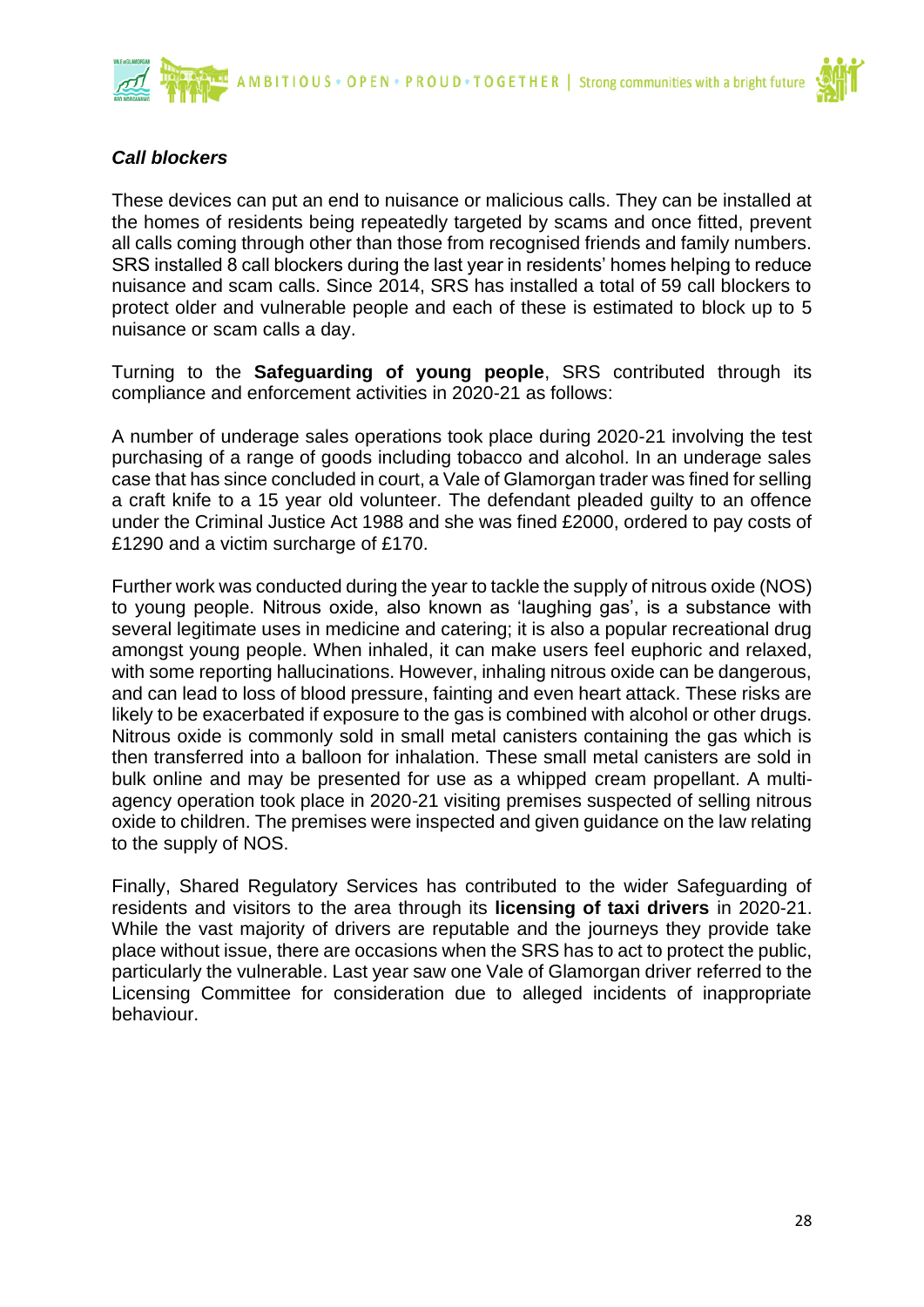***Call blockers***

These devices can put an end to nuisance or malicious calls. They can be installed at the homes of residents being repeatedly targeted by scams and once fitted, prevent all calls coming through other than those from recognised friends and family numbers. SRS installed 8 call blockers during the last year in residents' homes helping to reduce nuisance and scam calls. Since 2014, SRS has installed a total of 59 call blockers to protect older and vulnerable people and each of these is estimated to block up to 5 nuisance or scam calls a day.

Turning to the **Safeguarding of young people**, SRS contributed through its compliance and enforcement activities in 2020-21 as follows:

A number of underage sales operations took place during 2020-21 involving the test purchasing of a range of goods including tobacco and alcohol. In an underage sales case that has since concluded in court, a Vale of Glamorgan trader was fined for selling a craft knife to a 15 year old volunteer. The defendant pleaded guilty to an offence under the Criminal Justice Act 1988 and she was fined £2000, ordered to pay costs of £1290 and a victim surcharge of £170.

Further work was conducted during the year to tackle the supply of nitrous oxide (NOS) to young people. Nitrous oxide, also known as 'laughing gas', is a substance with several legitimate uses in medicine and catering; it is also a popular recreational drug amongst young people. When inhaled, it can make users feel euphoric and relaxed, with some reporting hallucinations. However, inhaling nitrous oxide can be dangerous, and can lead to loss of blood pressure, fainting and even heart attack. These risks are likely to be exacerbated if exposure to the gas is combined with alcohol or other drugs. Nitrous oxide is commonly sold in small metal canisters containing the gas which is then transferred into a balloon for inhalation. These small metal canisters are sold in bulk online and may be presented for use as a whipped cream propellant. A multi-agency operation took place in 2020-21 visiting premises suspected of selling nitrous oxide to children. The premises were inspected and given guidance on the law relating to the supply of NOS.

Finally, Shared Regulatory Services has contributed to the wider Safeguarding of residents and visitors to the area through its **licensing of taxi drivers** in 2020-21. While the vast majority of drivers are reputable and the journeys they provide take place without issue, there are occasions when the SRS has to act to protect the public, particularly the vulnerable. Last year saw one Vale of Glamorgan driver referred to the Licensing Committee for consideration due to alleged incidents of inappropriate behaviour.